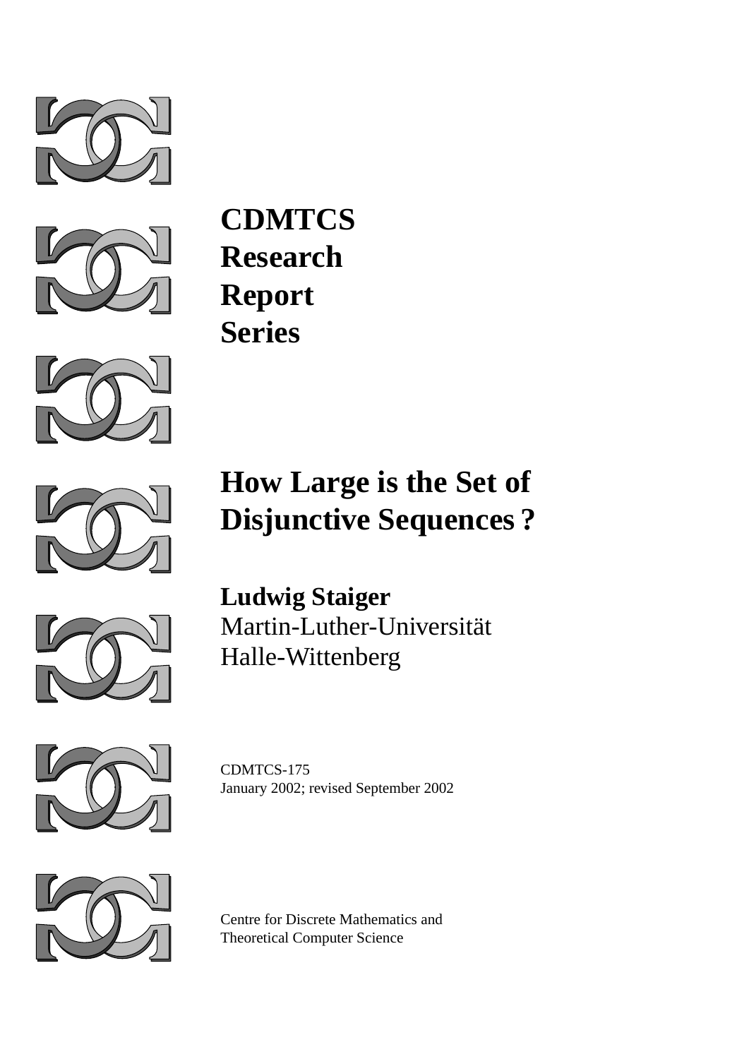**CDMTCS**
**Research**
**Report**
**Series**

# How Large is the Set of Disjunctive Sequences ?

**Ludwig Staiger**
Martin-Luther-Universität
Halle-Wittenberg

CDMTCS-175
January 2002; revised September 2002

Centre for Discrete Mathematics and
Theoretical Computer Science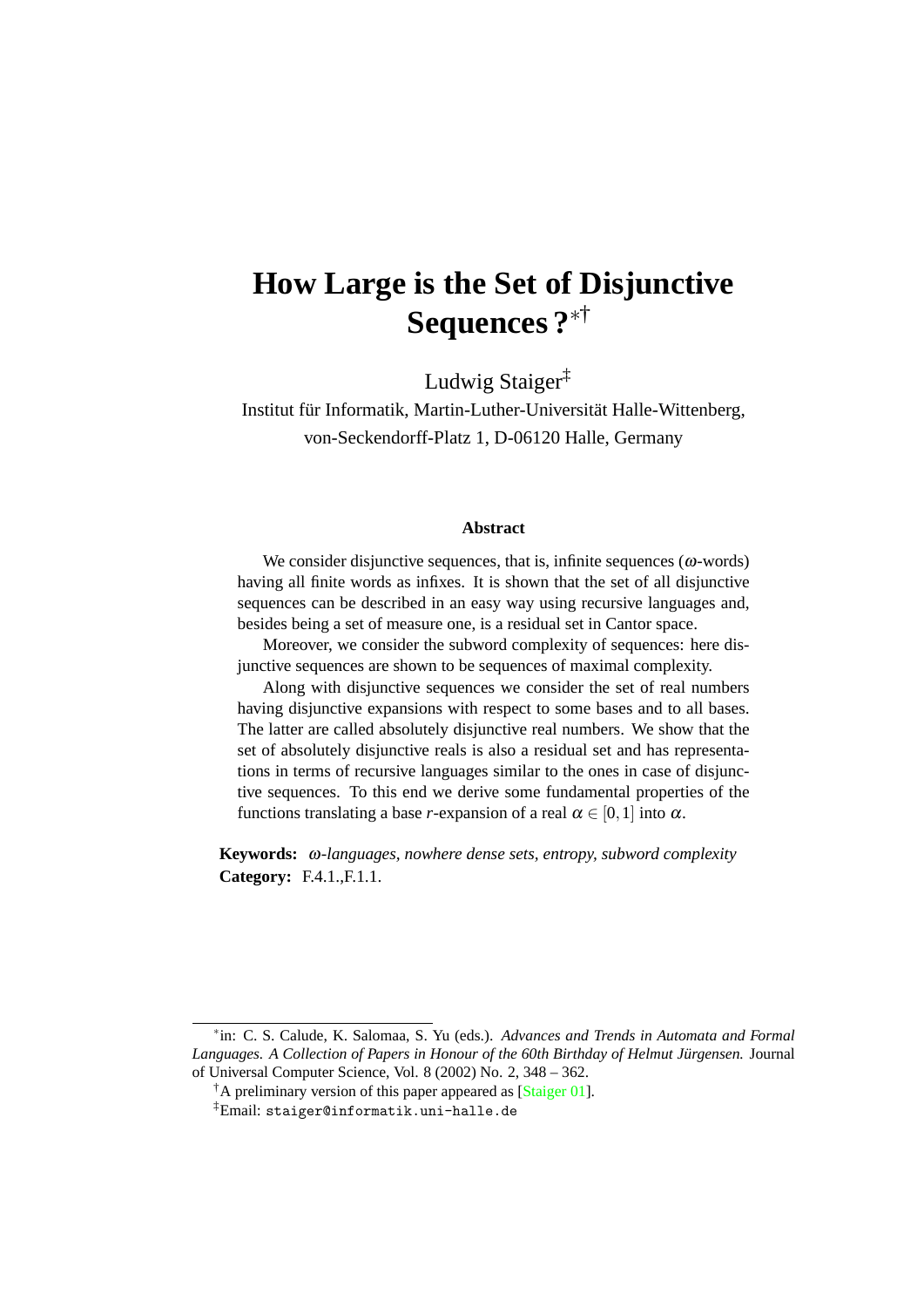# How Large is the Set of Disjunctive Sequences ?[*][†]

Ludwig Staiger[‡]

Institut für Informatik, Martin-Luther-Universität Halle-Wittenberg, von-Seckendorff-Platz 1, D-06120 Halle, Germany

### Abstract

We consider disjunctive sequences, that is, infinite sequences ($\omega$-words) having all finite words as infixes. It is shown that the set of all disjunctive sequences can be described in an easy way using recursive languages and, besides being a set of measure one, is a residual set in Cantor space.

Moreover, we consider the subword complexity of sequences: here disjunctive sequences are shown to be sequences of maximal complexity.

Along with disjunctive sequences we consider the set of real numbers having disjunctive expansions with respect to some bases and to all bases. The latter are called absolutely disjunctive real numbers. We show that the set of absolutely disjunctive reals is also a residual set and has representations in terms of recursive languages similar to the ones in case of disjunctive sequences. To this end we derive some fundamental properties of the functions translating a base $r$-expansion of a real $\alpha \in [0,1]$ into $\alpha$.

**Keywords:** *$\omega$-languages, nowhere dense sets, entropy, subword complexity*
**Category:** F.4.1.,F.1.1.

---

[*] in: C. S. Calude, K. Salomaa, S. Yu (eds.). *Advances and Trends in Automata and Formal Languages. A Collection of Papers in Honour of the 60th Birthday of Helmut Jürgensen.* Journal of Universal Computer Science, Vol. 8 (2002) No. 2, 348 – 362.

[†] A preliminary version of this paper appeared as [Staiger 01].

[‡] Email: `staiger@informatik.uni-halle.de`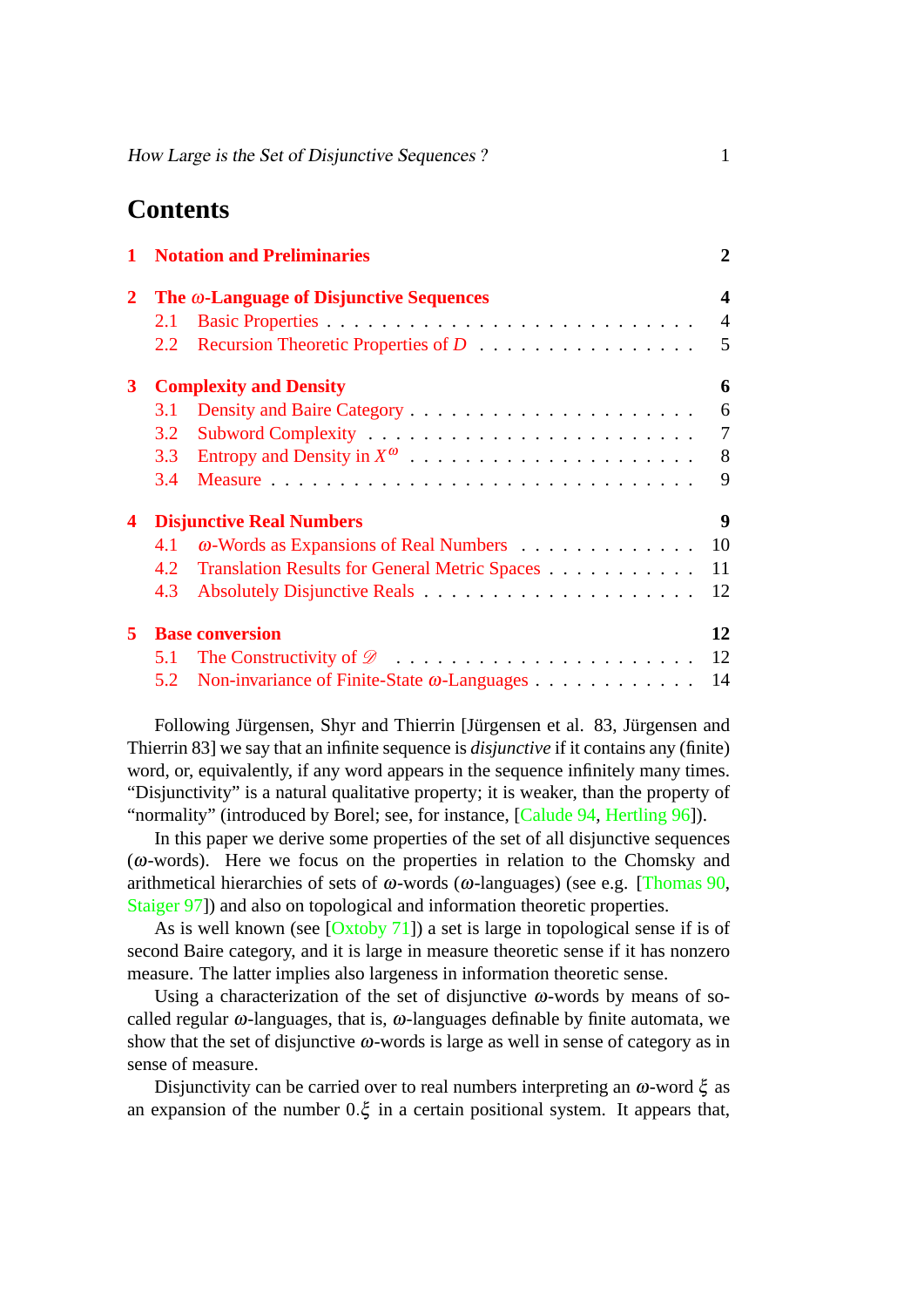# Contents

1 Notation and Preliminaries ..... 2

2 The $\omega$-Language of Disjunctive Sequences ..... 4
- 2.1 Basic Properties ..... 4
- 2.2 Recursion Theoretic Properties of $D$ ..... 5

3 Complexity and Density ..... 6
- 3.1 Density and Baire Category ..... 6
- 3.2 Subword Complexity ..... 7
- 3.3 Entropy and Density in $X^\omega$ ..... 8
- 3.4 Measure ..... 9

4 Disjunctive Real Numbers ..... 9
- 4.1 $\omega$-Words as Expansions of Real Numbers ..... 10
- 4.2 Translation Results for General Metric Spaces ..... 11
- 4.3 Absolutely Disjunctive Reals ..... 12

5 Base conversion ..... 12
- 5.1 The Constructivity of $\mathscr{D}$ ..... 12
- 5.2 Non-invariance of Finite-State $\omega$-Languages ..... 14

Following Jürgensen, Shyr and Thierrin [Jürgensen et al. 83, Jürgensen and Thierrin 83] we say that an infinite sequence is *disjunctive* if it contains any (finite) word, or, equivalently, if any word appears in the sequence infinitely many times. "Disjunctivity" is a natural qualitative property; it is weaker, than the property of "normality" (introduced by Borel; see, for instance, [Calude 94, Hertling 96]).

In this paper we derive some properties of the set of all disjunctive sequences ($\omega$-words). Here we focus on the properties in relation to the Chomsky and arithmetical hierarchies of sets of $\omega$-words ($\omega$-languages) (see e.g. [Thomas 90, Staiger 97]) and also on topological and information theoretic properties.

As is well known (see [Oxtoby 71]) a set is large in topological sense if is of second Baire category, and it is large in measure theoretic sense if it has nonzero measure. The latter implies also largeness in information theoretic sense.

Using a characterization of the set of disjunctive $\omega$-words by means of so-called regular $\omega$-languages, that is, $\omega$-languages definable by finite automata, we show that the set of disjunctive $\omega$-words is large as well in sense of category as in sense of measure.

Disjunctivity can be carried over to real numbers interpreting an $\omega$-word $\xi$ as an expansion of the number $0.\xi$ in a certain positional system. It appears that,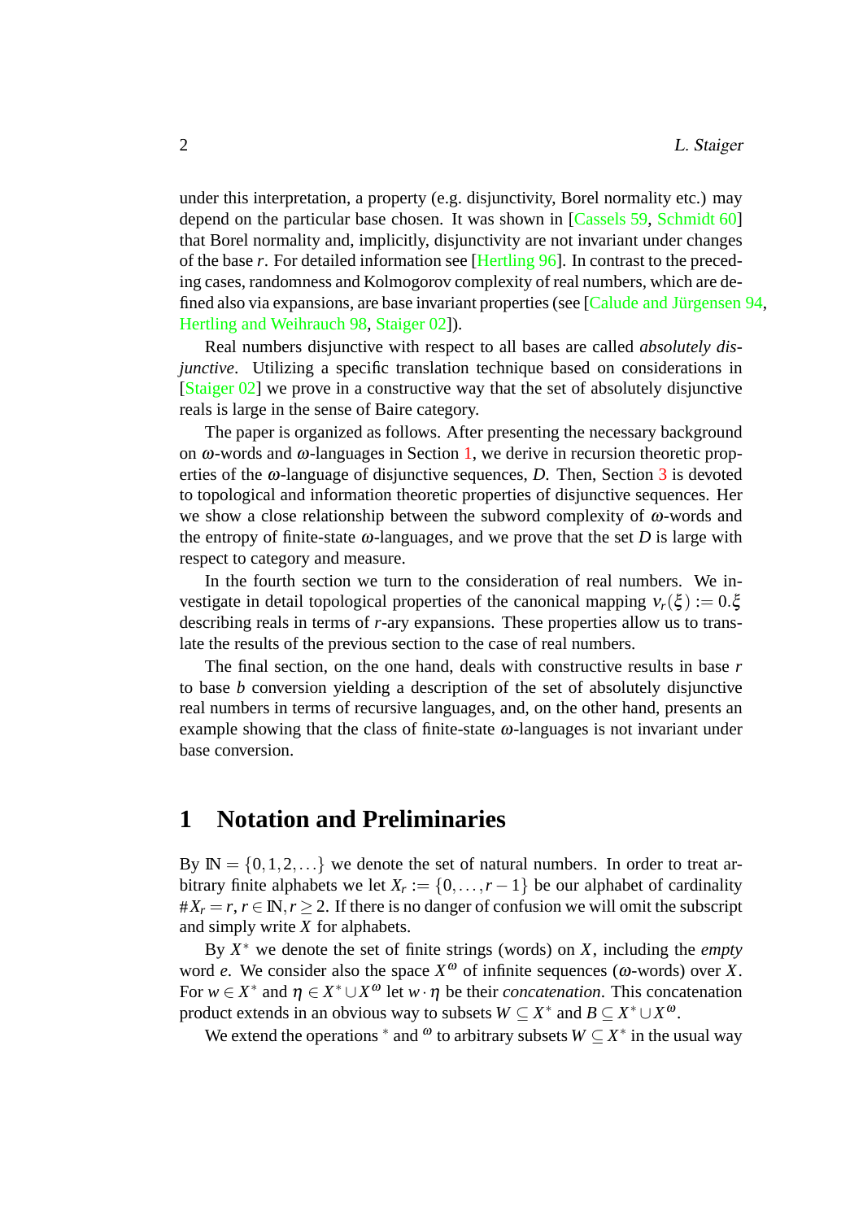under this interpretation, a property (e.g. disjunctivity, Borel normality etc.) may depend on the particular base chosen. It was shown in [Cassels 59, Schmidt 60] that Borel normality and, implicitly, disjunctivity are not invariant under changes of the base $r$. For detailed information see [Hertling 96]. In contrast to the preceding cases, randomness and Kolmogorov complexity of real numbers, which are defined also via expansions, are base invariant properties (see [Calude and Jürgensen 94, Hertling and Weihrauch 98, Staiger 02]).

Real numbers disjunctive with respect to all bases are called *absolutely disjunctive*. Utilizing a specific translation technique based on considerations in [Staiger 02] we prove in a constructive way that the set of absolutely disjunctive reals is large in the sense of Baire category.

The paper is organized as follows. After presenting the necessary background on $\omega$-words and $\omega$-languages in Section 1, we derive in recursion theoretic properties of the $\omega$-language of disjunctive sequences, $D$. Then, Section 3 is devoted to topological and information theoretic properties of disjunctive sequences. Her we show a close relationship between the subword complexity of $\omega$-words and the entropy of finite-state $\omega$-languages, and we prove that the set $D$ is large with respect to category and measure.

In the fourth section we turn to the consideration of real numbers. We investigate in detail topological properties of the canonical mapping $\nu_r(\xi) := 0.\xi$ describing reals in terms of $r$-ary expansions. These properties allow us to translate the results of the previous section to the case of real numbers.

The final section, on the one hand, deals with constructive results in base $r$ to base $b$ conversion yielding a description of the set of absolutely disjunctive real numbers in terms of recursive languages, and, on the other hand, presents an example showing that the class of finite-state $\omega$-languages is not invariant under base conversion.

## 1 Notation and Preliminaries

By $\mathbb{N} = \{0, 1, 2, \ldots\}$ we denote the set of natural numbers. In order to treat arbitrary finite alphabets we let $X_r := \{0, \ldots, r-1\}$ be our alphabet of cardinality $\# X_r = r$, $r \in \mathbb{N}, r \geq 2$. If there is no danger of confusion we will omit the subscript and simply write $X$ for alphabets.

By $X^*$ we denote the set of finite strings (words) on $X$, including the *empty* word $e$. We consider also the space $X^\omega$ of infinite sequences ($\omega$-words) over $X$. For $w \in X^*$ and $\eta \in X^* \cup X^\omega$ let $w \cdot \eta$ be their *concatenation*. This concatenation product extends in an obvious way to subsets $W \subseteq X^*$ and $B \subseteq X^* \cup X^\omega$.

We extend the operations $^*$ and $^\omega$ to arbitrary subsets $W \subseteq X^*$ in the usual way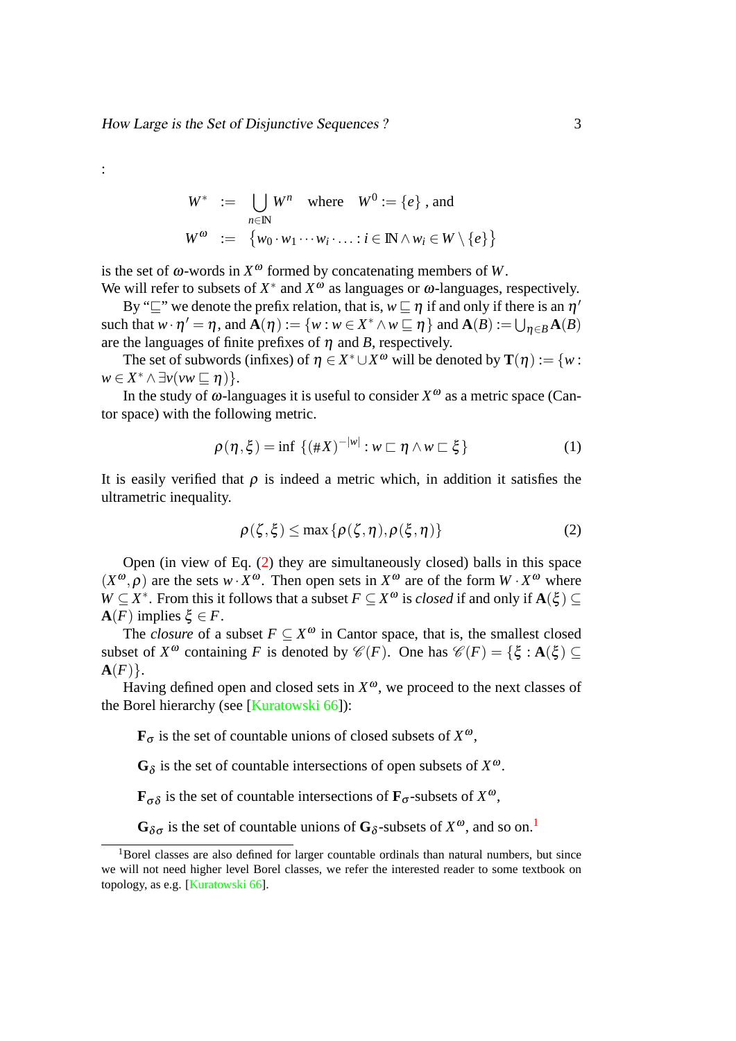:

$$W^* := \bigcup_{n \in \mathbb{N}} W^n \quad \text{where} \quad W^0 := \{e\}\text{ , and}$$
$$W^\omega := \{w_0 \cdot w_1 \cdots w_i \cdot \ldots : i \in \mathbb{N} \wedge w_i \in W \setminus \{e\}\}$$

is the set of $\omega$-words in $X^\omega$ formed by concatenating members of $W$.
We will refer to subsets of $X^*$ and $X^\omega$ as languages or $\omega$-languages, respectively.

By "$\sqsubseteq$" we denote the prefix relation, that is, $w \sqsubseteq \eta$ if and only if there is an $\eta'$ such that $w \cdot \eta' = \eta$, and $\mathbf{A}(\eta) := \{w : w \in X^* \wedge w \sqsubseteq \eta\}$ and $\mathbf{A}(B) := \bigcup_{\eta \in B} \mathbf{A}(B)$ are the languages of finite prefixes of $\eta$ and $B$, respectively.

The set of subwords (infixes) of $\eta \in X^* \cup X^\omega$ will be denoted by $\mathbf{T}(\eta) := \{w : w \in X^* \wedge \exists v(vw \sqsubseteq \eta)\}$.

In the study of $\omega$-languages it is useful to consider $X^\omega$ as a metric space (Cantor space) with the following metric.

$$\rho(\eta, \xi) = \inf \{(\#X)^{-|w|} : w \sqsubset \eta \wedge w \sqsubset \xi\} \tag{1}$$

It is easily verified that $\rho$ is indeed a metric which, in addition it satisfies the ultrametric inequality.

$$\rho(\zeta, \xi) \leq \max\{\rho(\zeta, \eta), \rho(\xi, \eta)\} \tag{2}$$

Open (in view of Eq. (2) they are simultaneously closed) balls in this space $(X^\omega, \rho)$ are the sets $w \cdot X^\omega$. Then open sets in $X^\omega$ are of the form $W \cdot X^\omega$ where $W \subseteq X^*$. From this it follows that a subset $F \subseteq X^\omega$ is *closed* if and only if $\mathbf{A}(\xi) \subseteq \mathbf{A}(F)$ implies $\xi \in F$.

The *closure* of a subset $F \subseteq X^\omega$ in Cantor space, that is, the smallest closed subset of $X^\omega$ containing $F$ is denoted by $\mathscr{C}(F)$. One has $\mathscr{C}(F) = \{\xi : \mathbf{A}(\xi) \subseteq \mathbf{A}(F)\}$.

Having defined open and closed sets in $X^\omega$, we proceed to the next classes of the Borel hierarchy (see [Kuratowski 66]):

> $\mathbf{F}_\sigma$ is the set of countable unions of closed subsets of $X^\omega$,
>
> $\mathbf{G}_\delta$ is the set of countable intersections of open subsets of $X^\omega$.
>
> $\mathbf{F}_{\sigma\delta}$ is the set of countable intersections of $\mathbf{F}_\sigma$-subsets of $X^\omega$,
>
> $\mathbf{G}_{\delta\sigma}$ is the set of countable unions of $\mathbf{G}_\delta$-subsets of $X^\omega$, and so on.[1]

[1]Borel classes are also defined for larger countable ordinals than natural numbers, but since we will not need higher level Borel classes, we refer the interested reader to some textbook on topology, as e.g. [Kuratowski 66].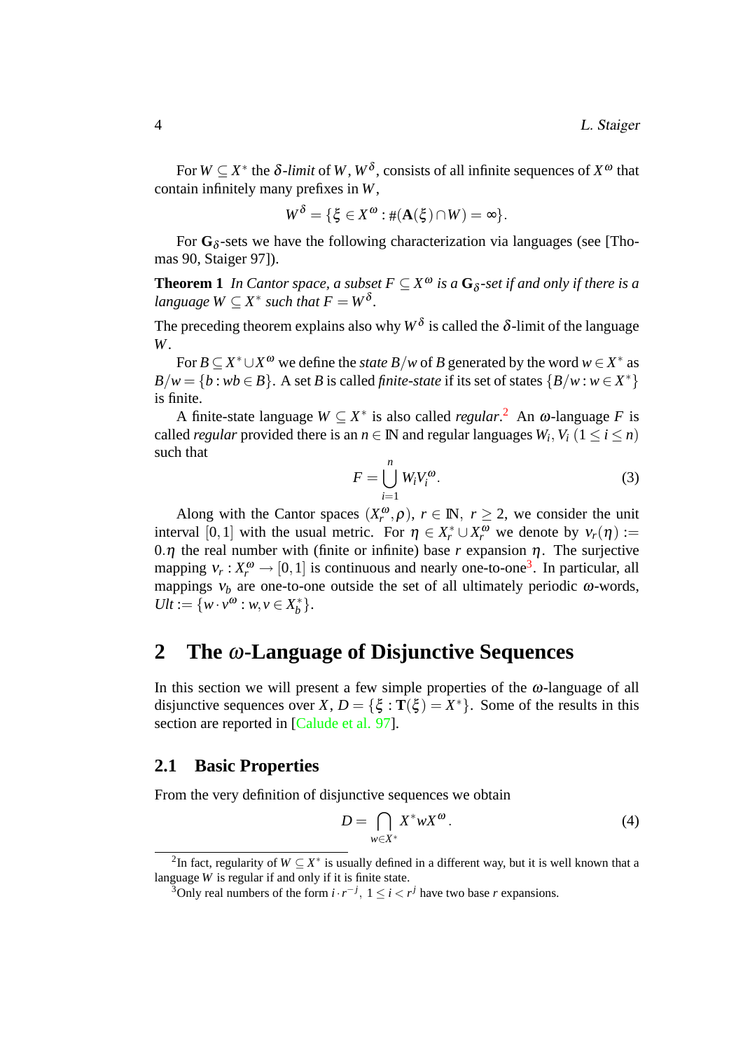For $W \subseteq X^*$ the *$\delta$-limit* of $W$, $W^\delta$, consists of all infinite sequences of $X^\omega$ that contain infinitely many prefixes in $W$,

$$W^\delta = \{\xi \in X^\omega : \#(\mathbf{A}(\xi) \cap W) = \infty\}.$$

For $\mathbf{G}_\delta$-sets we have the following characterization via languages (see [Thomas 90, Staiger 97]).

**Theorem 1** *In Cantor space, a subset $F \subseteq X^\omega$ is a $\mathbf{G}_\delta$-set if and only if there is a language $W \subseteq X^*$ such that $F = W^\delta$.*

The preceding theorem explains also why $W^\delta$ is called the $\delta$-limit of the language $W$.

For $B \subseteq X^* \cup X^\omega$ we define the *state $B/w$* of $B$ generated by the word $w \in X^*$ as $B/w = \{b : wb \in B\}$. A set $B$ is called *finite-state* if its set of states $\{B/w : w \in X^*\}$ is finite.

A finite-state language $W \subseteq X^*$ is also called *regular*.[2] An $\omega$-language $F$ is called *regular* provided there is an $n \in \mathbb{N}$ and regular languages $W_i, V_i$ $(1 \leq i \leq n)$ such that

$$F = \bigcup_{i=1}^{n} W_i V_i^\omega. \tag{3}$$

Along with the Cantor spaces $(X_r^\omega, \rho)$, $r \in \mathbb{N}$, $r \geq 2$, we consider the unit interval $[0,1]$ with the usual metric. For $\eta \in X_r^* \cup X_r^\omega$ we denote by $\nu_r(\eta) := 0.\eta$ the real number with (finite or infinite) base $r$ expansion $\eta$. The surjective mapping $\nu_r : X_r^\omega \to [0,1]$ is continuous and nearly one-to-one[3]. In particular, all mappings $\nu_b$ are one-to-one outside the set of all ultimately periodic $\omega$-words, $Ult := \{w \cdot v^\omega : w, v \in X_b^*\}$.

## 2 The $\omega$-Language of Disjunctive Sequences

In this section we will present a few simple properties of the $\omega$-language of all disjunctive sequences over $X$, $D = \{\xi : \mathbf{T}(\xi) = X^*\}$. Some of the results in this section are reported in [Calude et al. 97].

### 2.1 Basic Properties

From the very definition of disjunctive sequences we obtain

$$D = \bigcap_{w \in X^*} X^* w X^\omega. \tag{4}$$

---

[2] In fact, regularity of $W \subseteq X^*$ is usually defined in a different way, but it is well known that a language $W$ is regular if and only if it is finite state.

[3] Only real numbers of the form $i \cdot r^{-j}$, $1 \leq i < r^j$ have two base $r$ expansions.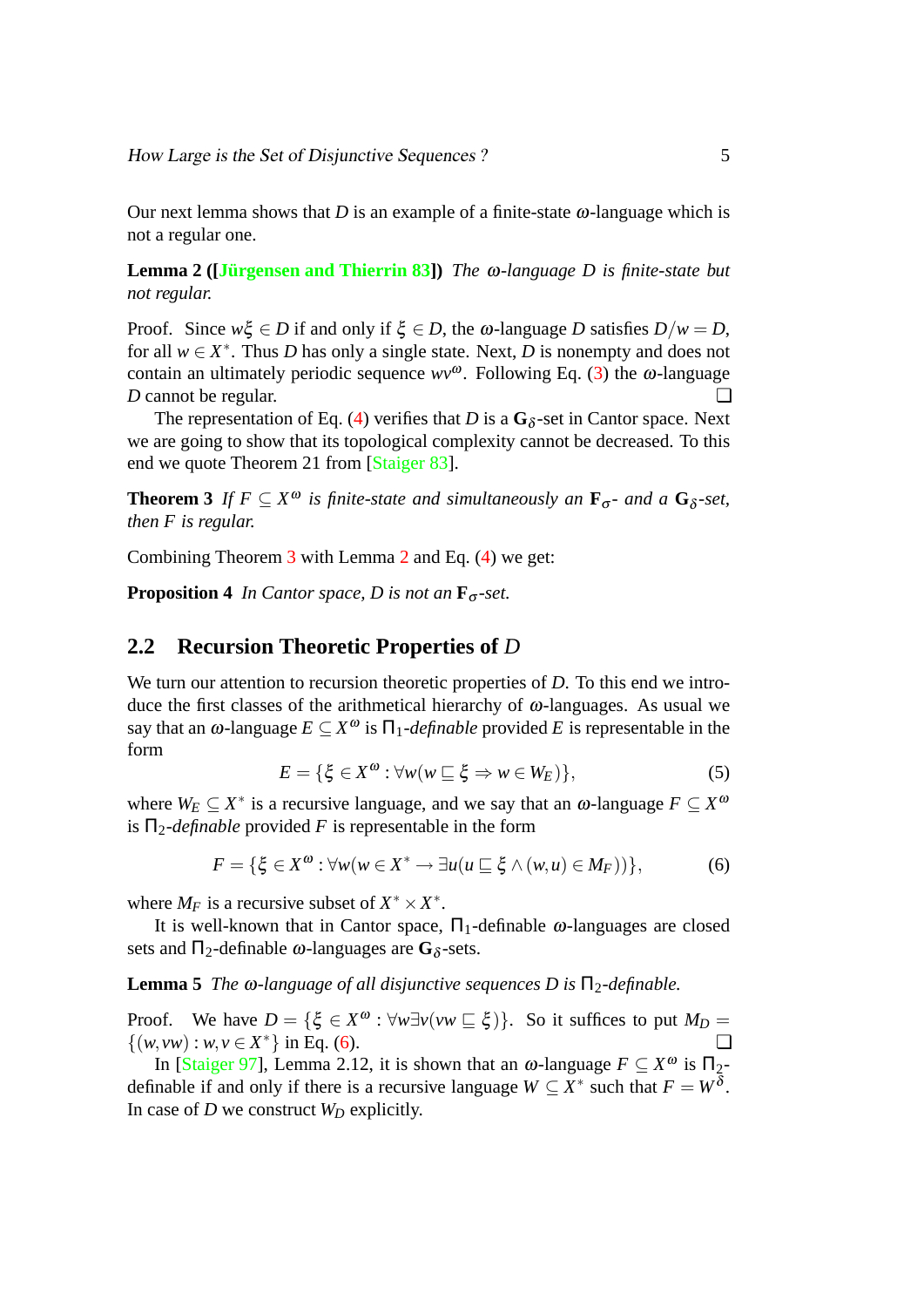Our next lemma shows that $D$ is an example of a finite-state $\omega$-language which is not a regular one.

**Lemma 2 ([Jürgensen and Thierrin 83])** *The $\omega$-language $D$ is finite-state but not regular.*

Proof. Since $w\xi \in D$ if and only if $\xi \in D$, the $\omega$-language $D$ satisfies $D/w = D$, for all $w \in X^*$. Thus $D$ has only a single state. Next, $D$ is nonempty and does not contain an ultimately periodic sequence $wv^\omega$. Following Eq. (3) the $\omega$-language $D$ cannot be regular. ❑

The representation of Eq. (4) verifies that $D$ is a $\mathbf{G}_\delta$-set in Cantor space. Next we are going to show that its topological complexity cannot be decreased. To this end we quote Theorem 21 from [Staiger 83].

**Theorem 3** *If $F \subseteq X^\omega$ is finite-state and simultaneously an $\mathbf{F}_\sigma$- and a $\mathbf{G}_\delta$-set, then $F$ is regular.*

Combining Theorem 3 with Lemma 2 and Eq. (4) we get:

**Proposition 4** *In Cantor space, $D$ is not an $\mathbf{F}_\sigma$-set.*

## 2.2 Recursion Theoretic Properties of $D$

We turn our attention to recursion theoretic properties of $D$. To this end we introduce the first classes of the arithmetical hierarchy of $\omega$-languages. As usual we say that an $\omega$-language $E \subseteq X^\omega$ is $\Pi_1$-*definable* provided $E$ is representable in the form

$$E = \{\xi \in X^\omega : \forall w (w \sqsubseteq \xi \Rightarrow w \in W_E)\}, \tag{5}$$

where $W_E \subseteq X^*$ is a recursive language, and we say that an $\omega$-language $F \subseteq X^\omega$ is $\Pi_2$-*definable* provided $F$ is representable in the form

$$F = \{\xi \in X^\omega : \forall w (w \in X^* \rightarrow \exists u (u \sqsubseteq \xi \wedge (w,u) \in M_F))\}, \tag{6}$$

where $M_F$ is a recursive subset of $X^* \times X^*$.

It is well-known that in Cantor space, $\Pi_1$-definable $\omega$-languages are closed sets and $\Pi_2$-definable $\omega$-languages are $\mathbf{G}_\delta$-sets.

**Lemma 5** *The $\omega$-language of all disjunctive sequences $D$ is $\Pi_2$-definable.*

Proof. We have $D = \{\xi \in X^\omega : \forall w \exists v (vw \sqsubseteq \xi)\}$. So it suffices to put $M_D = \{(w, vw) : w, v \in X^*\}$ in Eq. (6). ❑

In [Staiger 97], Lemma 2.12, it is shown that an $\omega$-language $F \subseteq X^\omega$ is $\Pi_2$-definable if and only if there is a recursive language $W \subseteq X^*$ such that $F = W^\delta$. In case of $D$ we construct $W_D$ explicitly.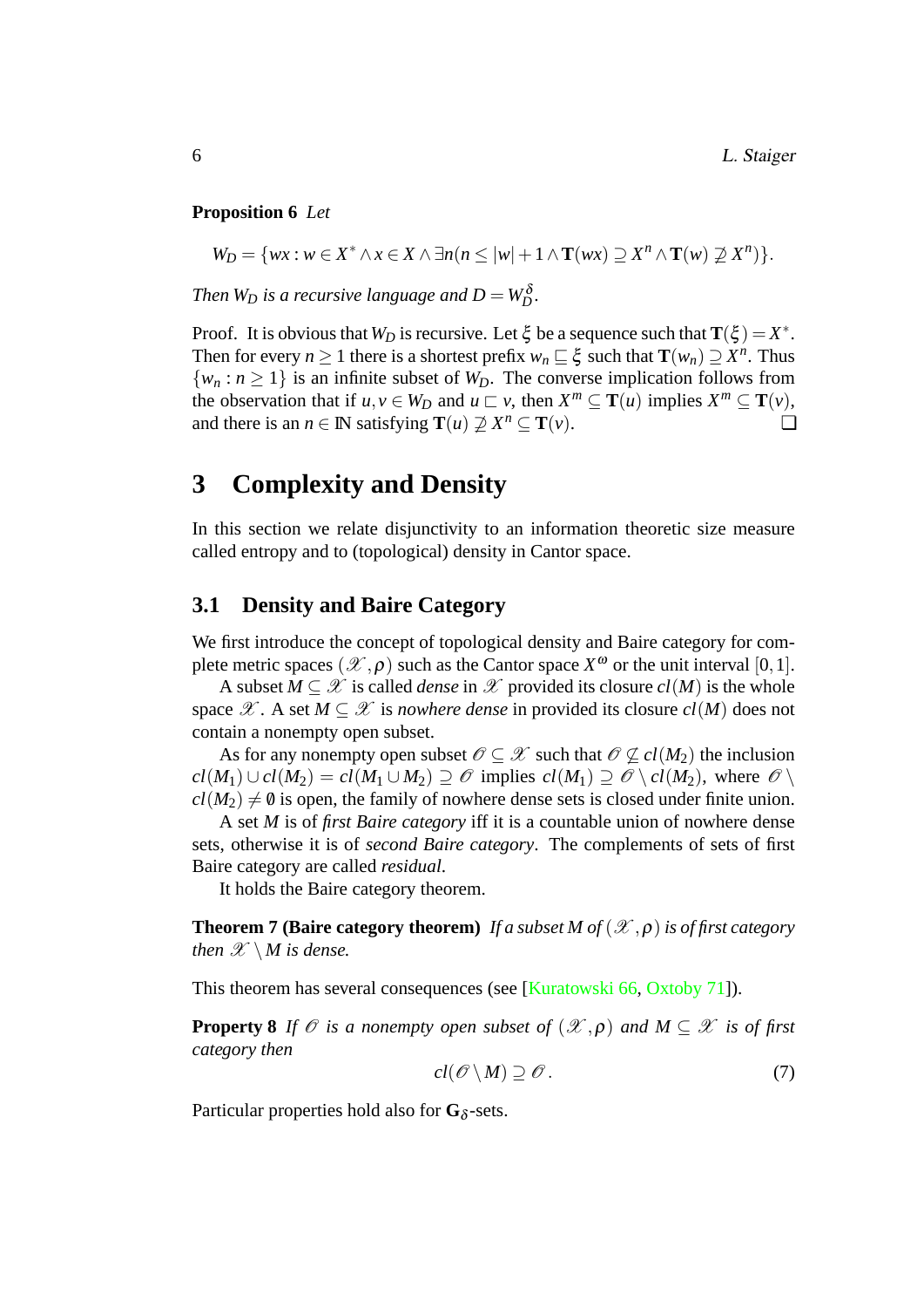**Proposition 6** *Let*

$$W_D = \{wx : w \in X^* \wedge x \in X \wedge \exists n (n \leq |w|+1 \wedge \mathbf{T}(wx) \supseteq X^n \wedge \mathbf{T}(w) \not\supseteq X^n)\}.$$

*Then $W_D$ is a recursive language and $D = W_D^\delta$.*

Proof. It is obvious that $W_D$ is recursive. Let $\xi$ be a sequence such that $\mathbf{T}(\xi) = X^*$. Then for every $n \geq 1$ there is a shortest prefix $w_n \sqsubseteq \xi$ such that $\mathbf{T}(w_n) \supseteq X^n$. Thus $\{w_n : n \geq 1\}$ is an infinite subset of $W_D$. The converse implication follows from the observation that if $u, v \in W_D$ and $u \sqsubset v$, then $X^m \subseteq \mathbf{T}(u)$ implies $X^m \subseteq \mathbf{T}(v)$, and there is an $n \in \mathbb{N}$ satisfying $\mathbf{T}(u) \not\supseteq X^n \subseteq \mathbf{T}(v)$. ❑

# 3 Complexity and Density

In this section we relate disjunctivity to an information theoretic size measure called entropy and to (topological) density in Cantor space.

## 3.1 Density and Baire Category

We first introduce the concept of topological density and Baire category for complete metric spaces $(\mathscr{X}, \rho)$ such as the Cantor space $X^\omega$ or the unit interval $[0,1]$.

A subset $M \subseteq \mathscr{X}$ is called *dense* in $\mathscr{X}$ provided its closure $cl(M)$ is the whole space $\mathscr{X}$. A set $M \subseteq \mathscr{X}$ is *nowhere dense* in provided its closure $cl(M)$ does not contain a nonempty open subset.

As for any nonempty open subset $\mathscr{O} \subseteq \mathscr{X}$ such that $\mathscr{O} \not\subseteq cl(M_2)$ the inclusion $cl(M_1) \cup cl(M_2) = cl(M_1 \cup M_2) \supseteq \mathscr{O}$ implies $cl(M_1) \supseteq \mathscr{O} \setminus cl(M_2)$, where $\mathscr{O} \setminus cl(M_2) \neq \emptyset$ is open, the family of nowhere dense sets is closed under finite union.

A set $M$ is of *first Baire category* iff it is a countable union of nowhere dense sets, otherwise it is of *second Baire category*. The complements of sets of first Baire category are called *residual*.

It holds the Baire category theorem.

**Theorem 7 (Baire category theorem)** *If a subset $M$ of $(\mathscr{X}, \rho)$ is of first category then $\mathscr{X} \setminus M$ is dense.*

This theorem has several consequences (see [Kuratowski 66, Oxtoby 71]).

**Property 8** *If $\mathscr{O}$ is a nonempty open subset of $(\mathscr{X}, \rho)$ and $M \subseteq \mathscr{X}$ is of first category then*

$$cl(\mathscr{O} \setminus M) \supseteq \mathscr{O}. \tag{7}$$

Particular properties hold also for $\mathbf{G}_\delta$-sets.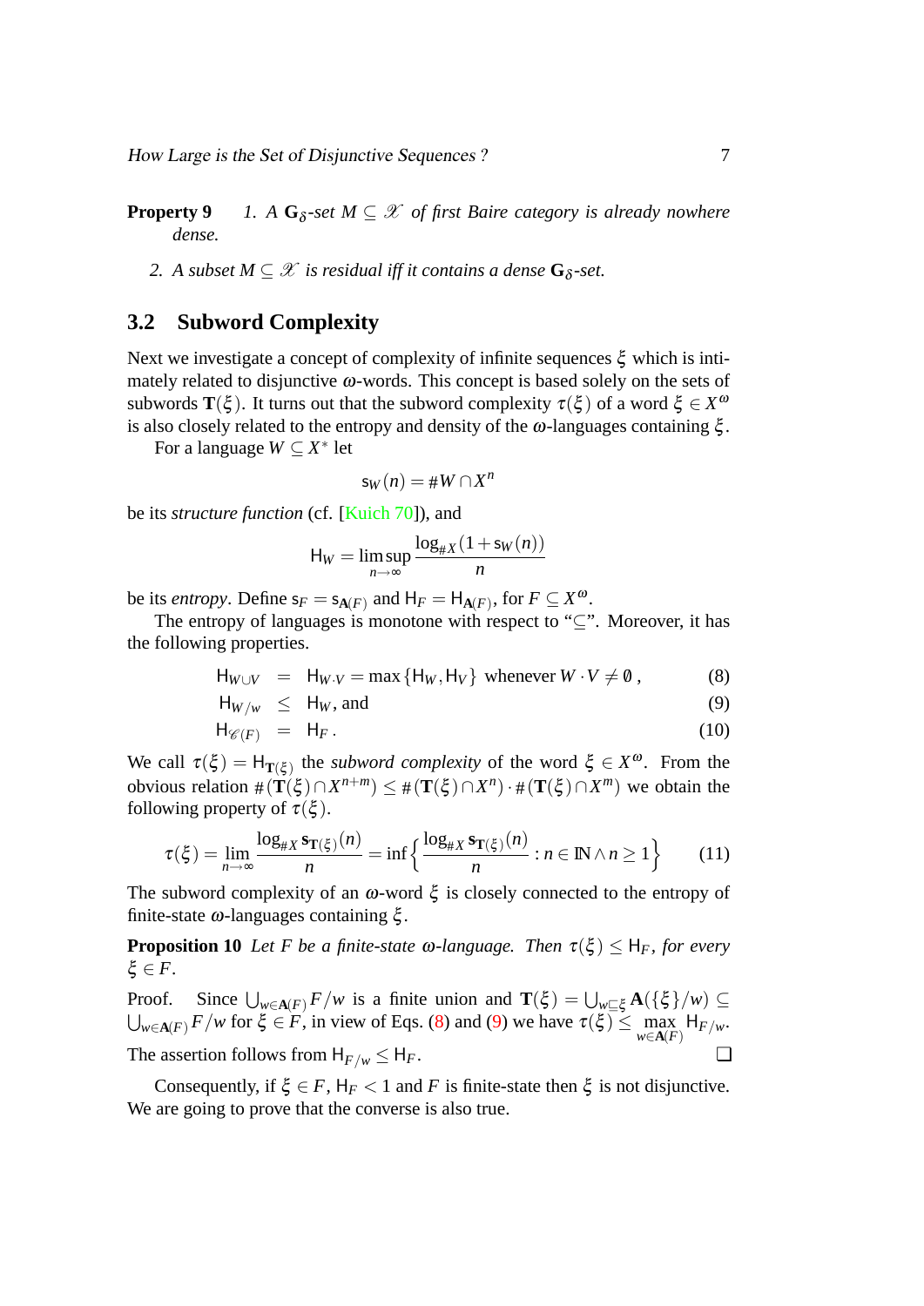**Property 9** *1. A $\mathbf{G}_\delta$-set $M \subseteq \mathscr{X}$ of first Baire category is already nowhere dense.*

*2. A subset $M \subseteq \mathscr{X}$ is residual iff it contains a dense $\mathbf{G}_\delta$-set.*

### 3.2 Subword Complexity

Next we investigate a concept of complexity of infinite sequences $\xi$ which is intimately related to disjunctive $\omega$-words. This concept is based solely on the sets of subwords $\mathbf{T}(\xi)$. It turns out that the subword complexity $\tau(\xi)$ of a word $\xi \in X^\omega$ is also closely related to the entropy and density of the $\omega$-languages containing $\xi$.

For a language $W \subseteq X^*$ let

$$\mathsf{s}_W(n) = \# W \cap X^n$$

be its *structure function* (cf. [Kuich 70]), and

$$\mathsf{H}_W = \limsup_{n\to\infty} \frac{\log_{\# X}(1 + \mathsf{s}_W(n))}{n}$$

be its *entropy*. Define $\mathsf{s}_F = \mathsf{s}_{\mathbf{A}(F)}$ and $\mathsf{H}_F = \mathsf{H}_{\mathbf{A}(F)}$, for $F \subseteq X^\omega$.

The entropy of languages is monotone with respect to "$\subseteq$". Moreover, it has the following properties.

$$\mathsf{H}_{W\cup V} = \mathsf{H}_{W\cdot V} = \max\{\mathsf{H}_W, \mathsf{H}_V\} \text{ whenever } W\cdot V \neq \emptyset\,, \tag{8}$$

$$\mathsf{H}_{W/w} \leq \mathsf{H}_W, \text{ and} \tag{9}$$

$$\mathsf{H}_{\mathscr{C}(F)} = \mathsf{H}_F\,. \tag{10}$$

We call $\tau(\xi) = \mathsf{H}_{\mathbf{T}(\xi)}$ the *subword complexity* of the word $\xi \in X^\omega$. From the obvious relation $\#(\mathbf{T}(\xi)\cap X^{n+m}) \leq \#(\mathbf{T}(\xi)\cap X^n)\cdot\#(\mathbf{T}(\xi)\cap X^m)$ we obtain the following property of $\tau(\xi)$.

$$\tau(\xi) = \lim_{n\to\infty} \frac{\log_{\# X} \mathbf{s}_{\mathbf{T}(\xi)}(n)}{n} = \inf\Big\{ \frac{\log_{\# X} \mathbf{s}_{\mathbf{T}(\xi)}(n)}{n} : n \in \mathbb{N} \wedge n \geq 1 \Big\} \tag{11}$$

The subword complexity of an $\omega$-word $\xi$ is closely connected to the entropy of finite-state $\omega$-languages containing $\xi$.

**Proposition 10** *Let $F$ be a finite-state $\omega$-language. Then $\tau(\xi) \leq \mathsf{H}_F$, for every $\xi \in F$.*

Proof. Since $\bigcup_{w\in\mathbf{A}(F)} F/w$ is a finite union and $\mathbf{T}(\xi) = \bigcup_{w\sqsubseteq\xi} \mathbf{A}(\{\xi\}/w) \subseteq \bigcup_{w\in\mathbf{A}(F)} F/w$ for $\xi \in F$, in view of Eqs. (8) and (9) we have $\tau(\xi) \leq \max_{w\in\mathbf{A}(F)} \mathsf{H}_{F/w}$. The assertion follows from $\mathsf{H}_{F/w} \leq \mathsf{H}_F$. ❑

Consequently, if $\xi \in F$, $\mathsf{H}_F < 1$ and $F$ is finite-state then $\xi$ is not disjunctive. We are going to prove that the converse is also true.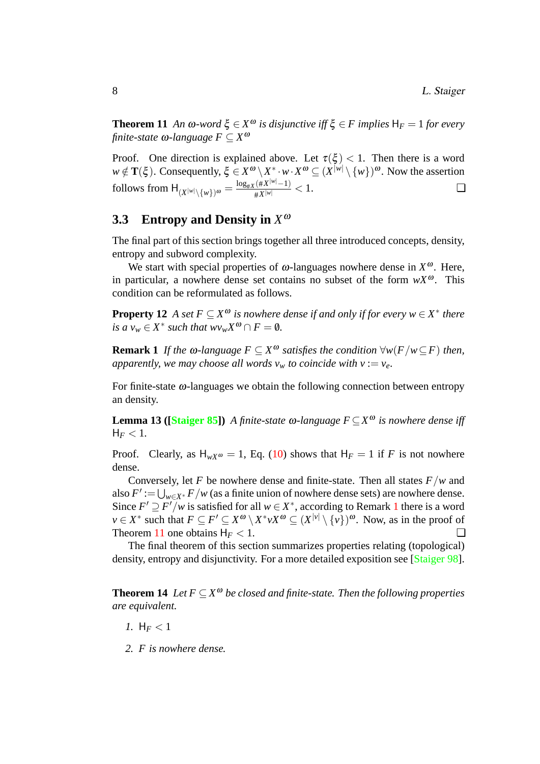**Theorem 11** *An $\omega$-word $\xi \in X^\omega$ is disjunctive iff $\xi \in F$ implies $\mathsf{H}_F = 1$ for every finite-state $\omega$-language $F \subseteq X^\omega$*

Proof. One direction is explained above. Let $\tau(\xi) < 1$. Then there is a word $w \notin \mathbf{T}(\xi)$. Consequently, $\xi \in X^\omega \setminus X^* \cdot w \cdot X^\omega \subseteq (X^{|w|} \setminus \{w\})^\omega$. Now the assertion follows from $\mathsf{H}_{(X^{|w|}\setminus\{w\})^\omega} = \frac{\log_{\#X}(\#X^{|w|}-1)}{\#X^{|w|}} < 1$. ❑

## 3.3 Entropy and Density in $X^\omega$

The final part of this section brings together all three introduced concepts, density, entropy and subword complexity.

We start with special properties of $\omega$-languages nowhere dense in $X^\omega$. Here, in particular, a nowhere dense set contains no subset of the form $wX^\omega$. This condition can be reformulated as follows.

**Property 12** *A set $F \subseteq X^\omega$ is nowhere dense if and only if for every $w \in X^*$ there is a $v_w \in X^*$ such that $wv_wX^\omega \cap F = \emptyset$.*

**Remark 1** *If the $\omega$-language $F \subseteq X^\omega$ satisfies the condition $\forall w(F/w \subseteq F)$ then, apparently, we may choose all words $v_w$ to coincide with $v := v_e$.*

For finite-state $\omega$-languages we obtain the following connection between entropy an density.

**Lemma 13 ([Staiger 85])** *A finite-state $\omega$-language $F \subseteq X^\omega$ is nowhere dense iff $\mathsf{H}_F < 1$.*

Proof. Clearly, as $\mathsf{H}_{wX^\omega} = 1$, Eq. (10) shows that $\mathsf{H}_F = 1$ if $F$ is not nowhere dense.

Conversely, let $F$ be nowhere dense and finite-state. Then all states $F/w$ and also $F' := \bigcup_{w \in X^*} F/w$ (as a finite union of nowhere dense sets) are nowhere dense. Since $F' \supseteq F'/w$ is satisfied for all $w \in X^*$, according to Remark 1 there is a word $v \in X^*$ such that $F \subseteq F' \subseteq X^\omega \setminus X^*vX^\omega \subseteq (X^{|v|} \setminus \{v\})^\omega$. Now, as in the proof of Theorem 11 one obtains $\mathsf{H}_F < 1$. ❑

The final theorem of this section summarizes properties relating (topological) density, entropy and disjunctivity. For a more detailed exposition see [Staiger 98].

**Theorem 14** *Let $F \subseteq X^\omega$ be closed and finite-state. Then the following properties are equivalent.*

1. $\mathsf{H}_F < 1$
2. *$F$ is nowhere dense.*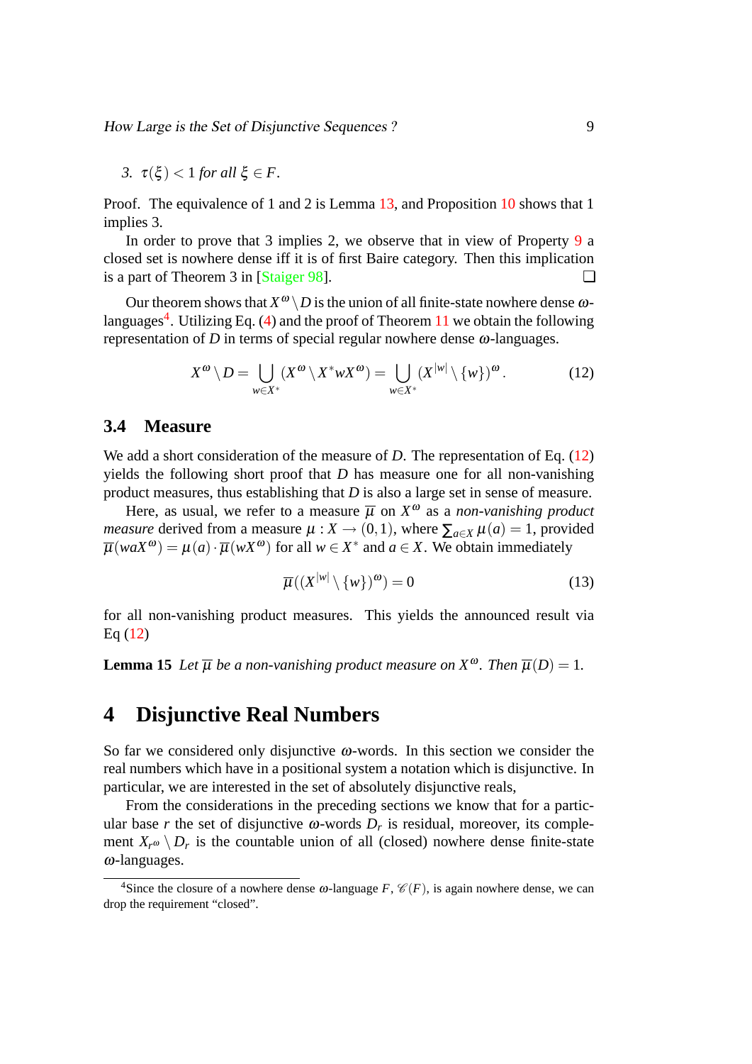3. $\tau(\xi) < 1$ *for all* $\xi \in F$.

Proof. The equivalence of 1 and 2 is Lemma 13, and Proposition 10 shows that 1 implies 3.

In order to prove that 3 implies 2, we observe that in view of Property 9 a closed set is nowhere dense iff it is of first Baire category. Then this implication is a part of Theorem 3 in [Staiger 98]. ❑

Our theorem shows that $X^\omega \setminus D$ is the union of all finite-state nowhere dense $\omega$-languages[4]. Utilizing Eq. (4) and the proof of Theorem 11 we obtain the following representation of $D$ in terms of special regular nowhere dense $\omega$-languages.

$$X^\omega \setminus D = \bigcup_{w \in X^*} (X^\omega \setminus X^* w X^\omega) = \bigcup_{w \in X^*} (X^{|w|} \setminus \{w\})^\omega . \tag{12}$$

## 3.4 Measure

We add a short consideration of the measure of $D$. The representation of Eq. (12) yields the following short proof that $D$ has measure one for all non-vanishing product measures, thus establishing that $D$ is also a large set in sense of measure.

Here, as usual, we refer to a measure $\overline{\mu}$ on $X^\omega$ as a *non-vanishing product measure* derived from a measure $\mu : X \to (0,1)$, where $\sum_{a \in X} \mu(a) = 1$, provided $\overline{\mu}(waX^\omega) = \mu(a) \cdot \overline{\mu}(wX^\omega)$ for all $w \in X^*$ and $a \in X$. We obtain immediately

$$\overline{\mu}((X^{|w|} \setminus \{w\})^\omega) = 0 \tag{13}$$

for all non-vanishing product measures. This yields the announced result via Eq (12)

**Lemma 15** *Let* $\overline{\mu}$ *be a non-vanishing product measure on* $X^\omega$. *Then* $\overline{\mu}(D) = 1$.

# 4 Disjunctive Real Numbers

So far we considered only disjunctive $\omega$-words. In this section we consider the real numbers which have in a positional system a notation which is disjunctive. In particular, we are interested in the set of absolutely disjunctive reals,

From the considerations in the preceding sections we know that for a particular base $r$ the set of disjunctive $\omega$-words $D_r$ is residual, moreover, its complement $X_r{}^\omega \setminus D_r$ is the countable union of all (closed) nowhere dense finite-state $\omega$-languages.

[4] Since the closure of a nowhere dense $\omega$-language $F$, $\mathscr{C}(F)$, is again nowhere dense, we can drop the requirement "closed".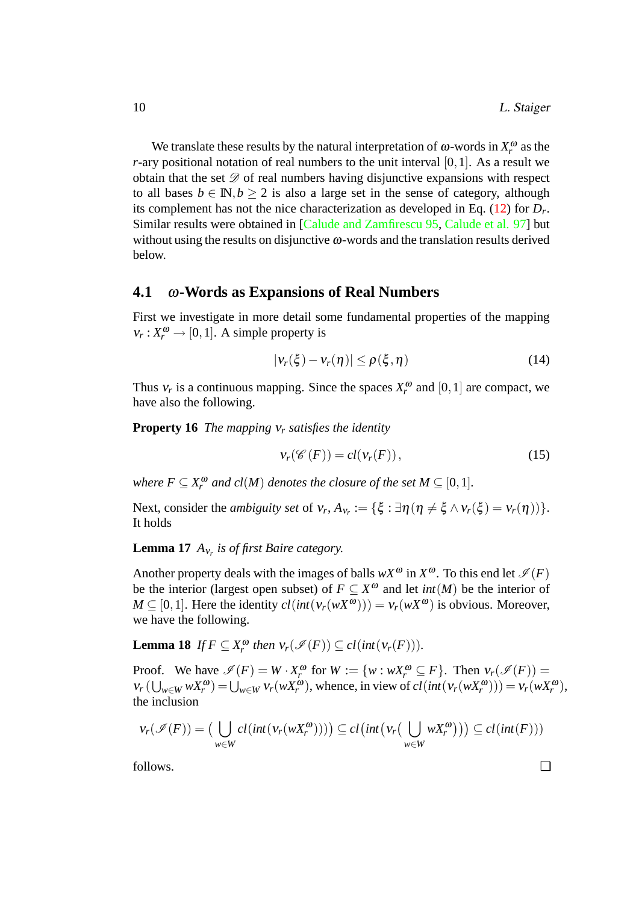We translate these results by the natural interpretation of $\omega$-words in $X_r^\omega$ as the $r$-ary positional notation of real numbers to the unit interval $[0,1]$. As a result we obtain that the set $\mathscr{D}$ of real numbers having disjunctive expansions with respect to all bases $b \in \mathbb{N}, b \geq 2$ is also a large set in the sense of category, although its complement has not the nice characterization as developed in Eq. (12) for $D_r$. Similar results were obtained in [Calude and Zamfirescu 95, Calude et al. 97] but without using the results on disjunctive $\omega$-words and the translation results derived below.

### 4.1 $\omega$-Words as Expansions of Real Numbers

First we investigate in more detail some fundamental properties of the mapping $\nu_r : X_r^\omega \to [0,1]$. A simple property is

$$|\nu_r(\xi) - \nu_r(\eta)| \leq \rho(\xi, \eta) \tag{14}$$

Thus $\nu_r$ is a continuous mapping. Since the spaces $X_r^\omega$ and $[0,1]$ are compact, we have also the following.

**Property 16** *The mapping $\nu_r$ satisfies the identity*

$$\nu_r(\mathscr{C}(F)) = cl(\nu_r(F)), \tag{15}$$

*where $F \subseteq X_r^\omega$ and $cl(M)$ denotes the closure of the set $M \subseteq [0,1]$.*

Next, consider the *ambiguity set* of $\nu_r$, $A_{\nu_r} := \{\xi : \exists \eta (\eta \neq \xi \wedge \nu_r(\xi) = \nu_r(\eta))\}$. It holds

**Lemma 17** *$A_{\nu_r}$ is of first Baire category.*

Another property deals with the images of balls $wX^\omega$ in $X^\omega$. To this end let $\mathscr{I}(F)$ be the interior (largest open subset) of $F \subseteq X^\omega$ and let $int(M)$ be the interior of $M \subseteq [0,1]$. Here the identity $cl(int(\nu_r(wX^\omega))) = \nu_r(wX^\omega)$ is obvious. Moreover, we have the following.

**Lemma 18** *If $F \subseteq X_r^\omega$ then $\nu_r(\mathscr{I}(F)) \subseteq cl(int(\nu_r(F)))$.*

Proof. We have $\mathscr{I}(F) = W \cdot X_r^\omega$ for $W := \{w : wX_r^\omega \subseteq F\}$. Then $\nu_r(\mathscr{I}(F)) = \nu_r\left(\bigcup_{w \in W} wX_r^\omega\right) = \bigcup_{w \in W} \nu_r(wX_r^\omega)$, whence, in view of $cl(int(\nu_r(wX_r^\omega))) = \nu_r(wX_r^\omega)$, the inclusion

$$\nu_r(\mathscr{I}(F)) = \left(\bigcup_{w \in W} cl(int(\nu_r(wX_r^\omega)))\right) \subseteq cl\left(int\left(\nu_r\left(\bigcup_{w \in W} wX_r^\omega\right)\right)\right) \subseteq cl(int(F)))$$

follows. ❑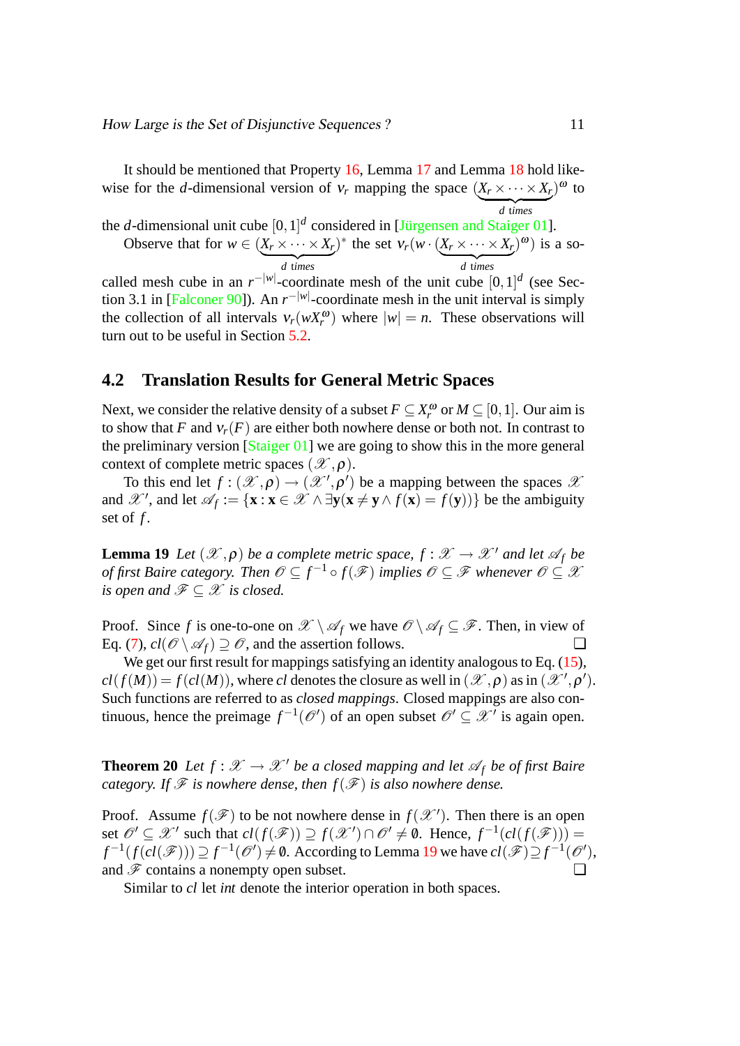It should be mentioned that Property 16, Lemma 17 and Lemma 18 hold likewise for the $d$-dimensional version of $\nu_r$ mapping the space $(\underbrace{X_r \times \cdots \times X_r}_{d \text{ times}})^\omega$ to the $d$-dimensional unit cube $[0,1]^d$ considered in [Jürgensen and Staiger 01].

Observe that for $w \in (\underbrace{X_r \times \cdots \times X_r}_{d \text{ times}})^*$ the set $\nu_r(w \cdot (\underbrace{X_r \times \cdots \times X_r}_{d \text{ times}})^\omega)$ is a so-called mesh cube in an $r^{-|w|}$-coordinate mesh of the unit cube $[0,1]^d$ (see Section 3.1 in [Falconer 90]). An $r^{-|w|}$-coordinate mesh in the unit interval is simply the collection of all intervals $\nu_r(wX_r^\omega)$ where $|w| = n$. These observations will turn out to be useful in Section 5.2.

## 4.2 Translation Results for General Metric Spaces

Next, we consider the relative density of a subset $F \subseteq X_r^\omega$ or $M \subseteq [0,1]$. Our aim is to show that $F$ and $\nu_r(F)$ are either both nowhere dense or both not. In contrast to the preliminary version [Staiger 01] we are going to show this in the more general context of complete metric spaces $(\mathscr{X}, \rho)$.

To this end let $f : (\mathscr{X}, \rho) \to (\mathscr{X}', \rho')$ be a mapping between the spaces $\mathscr{X}$ and $\mathscr{X}'$, and let $\mathscr{A}_f := \{\mathbf{x} : \mathbf{x} \in \mathscr{X} \wedge \exists \mathbf{y}(\mathbf{x} \neq \mathbf{y} \wedge f(\mathbf{x}) = f(\mathbf{y}))\}$ be the ambiguity set of $f$.

**Lemma 19** *Let $(\mathscr{X}, \rho)$ be a complete metric space, $f : \mathscr{X} \to \mathscr{X}'$ and let $\mathscr{A}_f$ be of first Baire category. Then $\mathscr{O} \subseteq f^{-1} \circ f(\mathscr{F})$ implies $\mathscr{O} \subseteq \mathscr{F}$ whenever $\mathscr{O} \subseteq \mathscr{X}$ is open and $\mathscr{F} \subseteq \mathscr{X}$ is closed.*

Proof. Since $f$ is one-to-one on $\mathscr{X} \setminus \mathscr{A}_f$ we have $\mathscr{O} \setminus \mathscr{A}_f \subseteq \mathscr{F}$. Then, in view of Eq. (7), $cl(\mathscr{O} \setminus \mathscr{A}_f) \supseteq \mathscr{O}$, and the assertion follows. ❑

We get our first result for mappings satisfying an identity analogous to Eq. (15), $cl(f(M)) = f(cl(M))$, where $cl$ denotes the closure as well in $(\mathscr{X}, \rho)$ as in $(\mathscr{X}', \rho')$. Such functions are referred to as *closed mappings*. Closed mappings are also continuous, hence the preimage $f^{-1}(\mathscr{O}')$ of an open subset $\mathscr{O}' \subseteq \mathscr{X}'$ is again open.

**Theorem 20** *Let $f : \mathscr{X} \to \mathscr{X}'$ be a closed mapping and let $\mathscr{A}_f$ be of first Baire category. If $\mathscr{F}$ is nowhere dense, then $f(\mathscr{F})$ is also nowhere dense.*

Proof. Assume $f(\mathscr{F})$ to be not nowhere dense in $f(\mathscr{X}')$. Then there is an open set $\mathscr{O}' \subseteq \mathscr{X}'$ such that $cl(f(\mathscr{F})) \supseteq f(\mathscr{X}') \cap \mathscr{O}' \neq \emptyset$. Hence, $f^{-1}(cl(f(\mathscr{F}))) = f^{-1}(f(cl(\mathscr{F}))) \supseteq f^{-1}(\mathscr{O}') \neq \emptyset$. According to Lemma 19 we have $cl(\mathscr{F}) \supseteq f^{-1}(\mathscr{O}')$, and $\mathscr{F}$ contains a nonempty open subset. ❑

Similar to $cl$ let $int$ denote the interior operation in both spaces.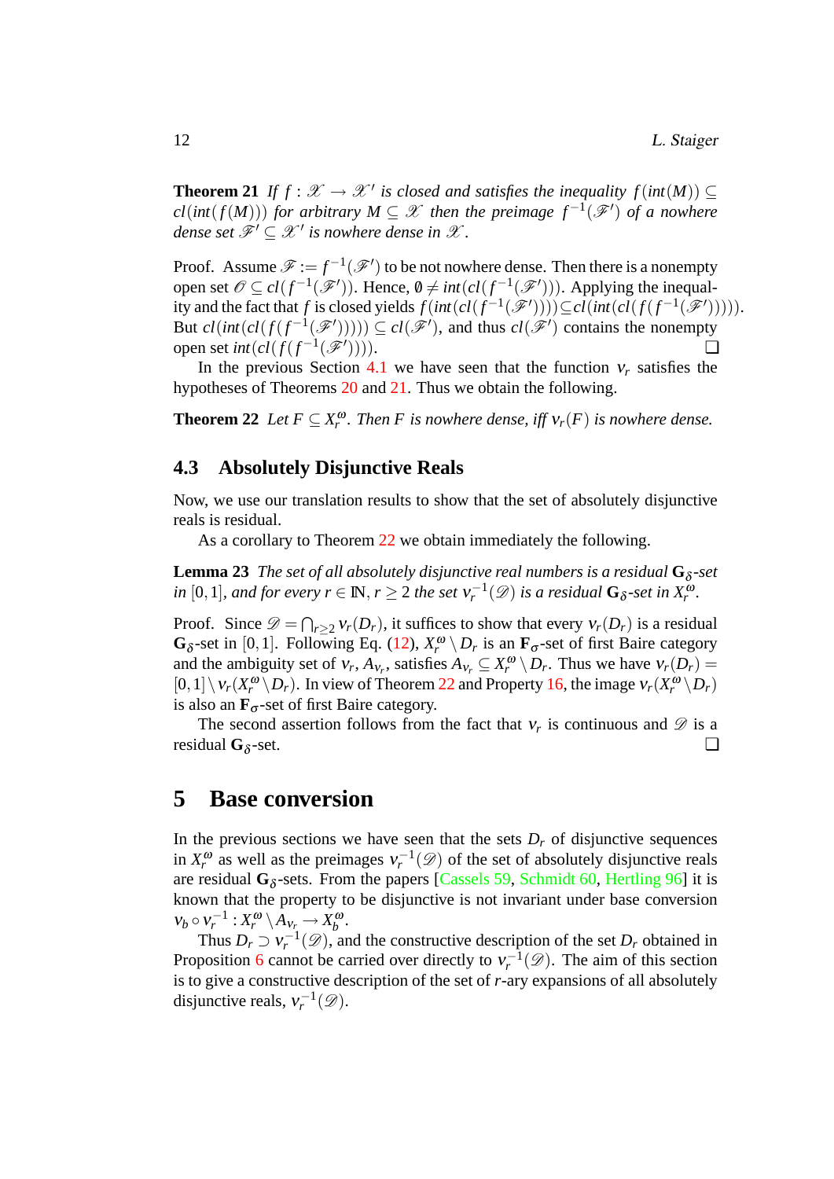**Theorem 21** *If $f : \mathscr{X} \to \mathscr{X}'$ is closed and satisfies the inequality $f(int(M)) \subseteq cl(int(f(M)))$ for arbitrary $M \subseteq \mathscr{X}$ then the preimage $f^{-1}(\mathscr{F}')$ of a nowhere dense set $\mathscr{F}' \subseteq \mathscr{X}'$ is nowhere dense in $\mathscr{X}$.*

Proof. Assume $\mathscr{F} := f^{-1}(\mathscr{F}')$ to be not nowhere dense. Then there is a nonempty open set $\mathscr{O} \subseteq cl(f^{-1}(\mathscr{F}'))$. Hence, $\emptyset \neq int(cl(f^{-1}(\mathscr{F}')))$. Applying the inequality and the fact that $f$ is closed yields $f(int(cl(f^{-1}(\mathscr{F}')))) \subseteq cl(int(cl(f(f^{-1}(\mathscr{F}')))))$. But $cl(int(cl(f(f^{-1}(\mathscr{F}'))))) \subseteq cl(\mathscr{F}')$, and thus $cl(\mathscr{F}')$ contains the nonempty open set $int(cl(f(f^{-1}(\mathscr{F}'))))$. ❑

In the previous Section 4.1 we have seen that the function $\nu_r$ satisfies the hypotheses of Theorems 20 and 21. Thus we obtain the following.

**Theorem 22** *Let $F \subseteq X_r^\omega$. Then $F$ is nowhere dense, iff $\nu_r(F)$ is nowhere dense.*

### 4.3 Absolutely Disjunctive Reals

Now, we use our translation results to show that the set of absolutely disjunctive reals is residual.

As a corollary to Theorem 22 we obtain immediately the following.

**Lemma 23** *The set of all absolutely disjunctive real numbers is a residual $\mathbf{G}_\delta$-set in $[0,1]$, and for every $r \in \mathbb{N}$, $r \geq 2$ the set $\nu_r^{-1}(\mathscr{D})$ is a residual $\mathbf{G}_\delta$-set in $X_r^\omega$.*

Proof. Since $\mathscr{D} = \bigcap_{r\geq 2} \nu_r(D_r)$, it suffices to show that every $\nu_r(D_r)$ is a residual $\mathbf{G}_\delta$-set in $[0,1]$. Following Eq. (12), $X_r^\omega \setminus D_r$ is an $\mathbf{F}_\sigma$-set of first Baire category and the ambiguity set of $\nu_r$, $A_{\nu_r}$, satisfies $A_{\nu_r} \subseteq X_r^\omega \setminus D_r$. Thus we have $\nu_r(D_r) = [0,1] \setminus \nu_r(X_r^\omega \setminus D_r)$. In view of Theorem 22 and Property 16, the image $\nu_r(X_r^\omega \setminus D_r)$ is also an $\mathbf{F}_\sigma$-set of first Baire category.

The second assertion follows from the fact that $\nu_r$ is continuous and $\mathscr{D}$ is a residual $\mathbf{G}_\delta$-set. ❑

## 5 Base conversion

In the previous sections we have seen that the sets $D_r$ of disjunctive sequences in $X_r^\omega$ as well as the preimages $\nu_r^{-1}(\mathscr{D})$ of the set of absolutely disjunctive reals are residual $\mathbf{G}_\delta$-sets. From the papers [Cassels 59, Schmidt 60, Hertling 96] it is known that the property to be disjunctive is not invariant under base conversion $\nu_b \circ \nu_r^{-1} : X_r^\omega \setminus A_{\nu_r} \to X_b^\omega$.

Thus $D_r \supset \nu_r^{-1}(\mathscr{D})$, and the constructive description of the set $D_r$ obtained in Proposition 6 cannot be carried over directly to $\nu_r^{-1}(\mathscr{D})$. The aim of this section is to give a constructive description of the set of $r$-ary expansions of all absolutely disjunctive reals, $\nu_r^{-1}(\mathscr{D})$.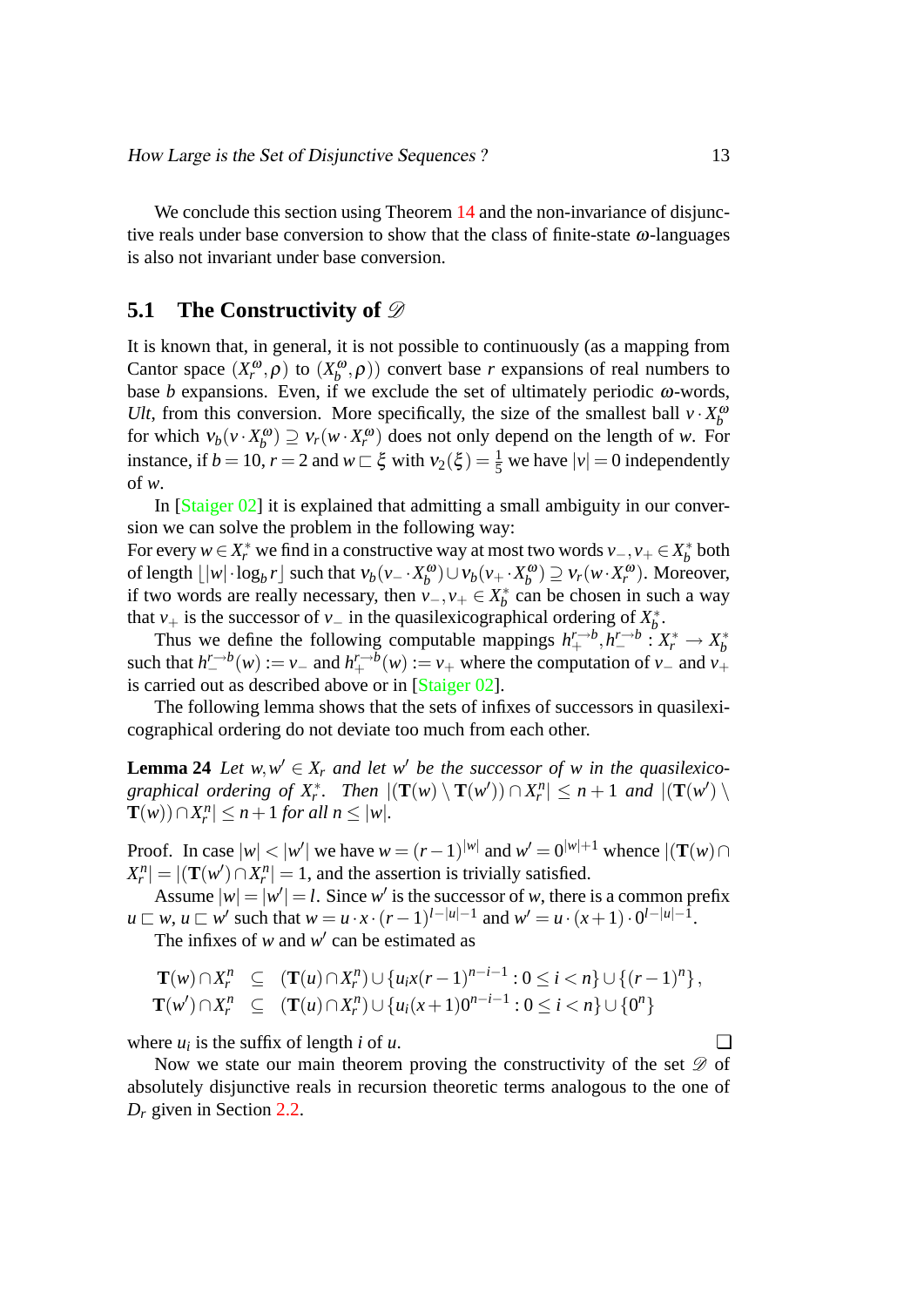We conclude this section using Theorem 14 and the non-invariance of disjunctive reals under base conversion to show that the class of finite-state $\omega$-languages is also not invariant under base conversion.

## 5.1 The Constructivity of $\mathscr{D}$

It is known that, in general, it is not possible to continuously (as a mapping from Cantor space $(X_r^\omega, \rho)$ to $(X_b^\omega, \rho)$) convert base $r$ expansions of real numbers to base $b$ expansions. Even, if we exclude the set of ultimately periodic $\omega$-words, *Ult*, from this conversion. More specifically, the size of the smallest ball $v \cdot X_b^\omega$ for which $\nu_b(v \cdot X_b^\omega) \supseteq \nu_r(w \cdot X_r^\omega)$ does not only depend on the length of $w$. For instance, if $b = 10$, $r = 2$ and $w \sqsubset \xi$ with $\nu_2(\xi) = \frac{1}{5}$ we have $|v| = 0$ independently of $w$.

In [Staiger 02] it is explained that admitting a small ambiguity in our conversion we can solve the problem in the following way:
For every $w \in X_r^*$ we find in a constructive way at most two words $v_-, v_+ \in X_b^*$ both of length $\lfloor |w| \cdot \log_b r \rfloor$ such that $\nu_b(v_- \cdot X_b^\omega) \cup \nu_b(v_+ \cdot X_b^\omega) \supseteq \nu_r(w \cdot X_r^\omega)$. Moreover, if two words are really necessary, then $v_-, v_+ \in X_b^*$ can be chosen in such a way that $v_+$ is the successor of $v_-$ in the quasilexicographical ordering of $X_b^*$.

Thus we define the following computable mappings $h_+^{r \to b}, h_-^{r \to b} : X_r^* \to X_b^*$ such that $h_-^{r \to b}(w) := v_-$ and $h_+^{r \to b}(w) := v_+$ where the computation of $v_-$ and $v_+$ is carried out as described above or in [Staiger 02].

The following lemma shows that the sets of infixes of successors in quasilexicographical ordering do not deviate too much from each other.

**Lemma 24** *Let $w, w' \in X_r$ and let $w'$ be the successor of $w$ in the quasilexicographical ordering of $X_r^*$. Then $|(\mathbf{T}(w) \setminus \mathbf{T}(w')) \cap X_r^n| \leq n+1$ and $|(\mathbf{T}(w') \setminus \mathbf{T}(w)) \cap X_r^n| \leq n+1$ for all $n \leq |w|$.*

Proof. In case $|w| < |w'|$ we have $w = (r-1)^{|w|}$ and $w' = 0^{|w|+1}$ whence $|(\mathbf{T}(w) \cap X_r^n| = |(\mathbf{T}(w') \cap X_r^n| = 1$, and the assertion is trivially satisfied.

Assume $|w| = |w'| = l$. Since $w'$ is the successor of $w$, there is a common prefix $u \sqsubset w$, $u \sqsubset w'$ such that $w = u \cdot x \cdot (r-1)^{l-|u|-1}$ and $w' = u \cdot (x+1) \cdot 0^{l-|u|-1}$.

The infixes of $w$ and $w'$ can be estimated as

$$
\begin{aligned}
\mathbf{T}(w) \cap X_r^n &\subseteq (\mathbf{T}(u) \cap X_r^n) \cup \{u_i x (r-1)^{n-i-1} : 0 \leq i < n\} \cup \{(r-1)^n\}, \\
\mathbf{T}(w') \cap X_r^n &\subseteq (\mathbf{T}(u) \cap X_r^n) \cup \{u_i (x+1) 0^{n-i-1} : 0 \leq i < n\} \cup \{0^n\}
\end{aligned}
$$

where $u_i$ is the suffix of length $i$ of $u$. ❑

Now we state our main theorem proving the constructivity of the set $\mathscr{D}$ of absolutely disjunctive reals in recursion theoretic terms analogous to the one of $D_r$ given in Section 2.2.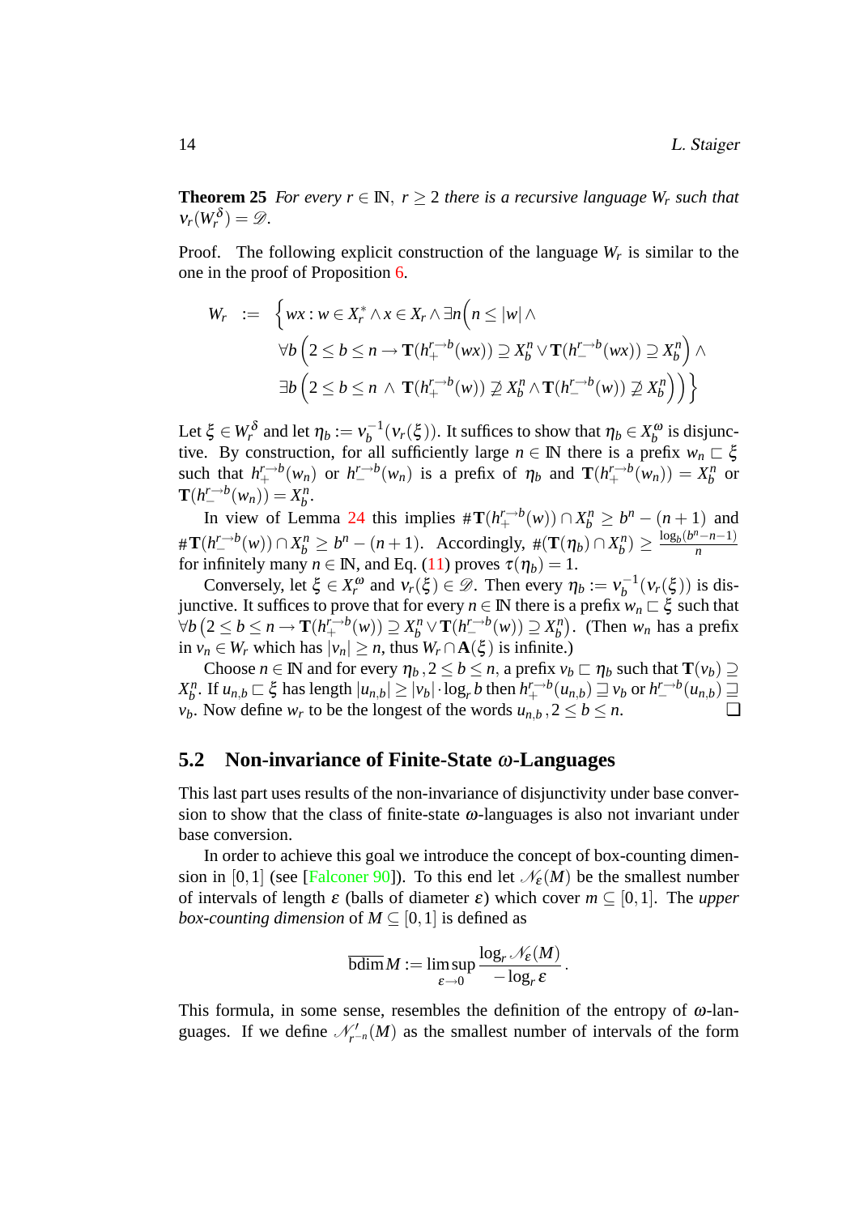**Theorem 25** *For every $r \in \mathbb{N},\ r \geq 2$ there is a recursive language $W_r$ such that $\nu_r(W_r^\delta) = \mathscr{D}$.*

Proof. The following explicit construction of the language $W_r$ is similar to the one in the proof of Proposition 6.

$$
\begin{aligned}
W_r \ := \ \Big\{ wx : w \in X_r^* \wedge x \in X_r \wedge \exists n \Big( & n \leq |w| \wedge \\
& \forall b \left(2 \leq b \leq n \rightarrow \mathbf{T}(h_+^{r\to b}(wx)) \supseteq X_b^n \vee \mathbf{T}(h_-^{r\to b}(wx)) \supseteq X_b^n \right) \wedge \\
& \exists b \left(2 \leq b \leq n \ \wedge \ \mathbf{T}(h_+^{r\to b}(w)) \not\supseteq X_b^n \wedge \mathbf{T}(h_-^{r\to b}(w)) \not\supseteq X_b^n \right) \Big) \Big\}
\end{aligned}
$$

Let $\xi \in W_r^\delta$ and let $\eta_b := \nu_b^{-1}(\nu_r(\xi))$. It suffices to show that $\eta_b \in X_b^\omega$ is disjunctive. By construction, for all sufficiently large $n \in \mathbb{N}$ there is a prefix $w_n \sqsubset \xi$ such that $h_+^{r\to b}(w_n)$ or $h_-^{r\to b}(w_n)$ is a prefix of $\eta_b$ and $\mathbf{T}(h_+^{r\to b}(w_n)) = X_b^n$ or $\mathbf{T}(h_-^{r\to b}(w_n)) = X_b^n$.

In view of Lemma 24 this implies $\#\mathbf{T}(h_+^{r\to b}(w)) \cap X_b^n \geq b^n - (n+1)$ and $\#\mathbf{T}(h_-^{r\to b}(w)) \cap X_b^n \geq b^n - (n+1)$. Accordingly, $\#(\mathbf{T}(\eta_b) \cap X_b^n) \geq \frac{\log_b(b^n - n - 1)}{n}$ for infinitely many $n \in \mathbb{N}$, and Eq. (11) proves $\tau(\eta_b) = 1$.

Conversely, let $\xi \in X_r^\omega$ and $\nu_r(\xi) \in \mathscr{D}$. Then every $\eta_b := \nu_b^{-1}(\nu_r(\xi))$ is disjunctive. It suffices to prove that for every $n \in \mathbb{N}$ there is a prefix $w_n \sqsubset \xi$ such that $\forall b \left(2 \leq b \leq n \rightarrow \mathbf{T}(h_+^{r\to b}(w)) \supseteq X_b^n \vee \mathbf{T}(h_-^{r\to b}(w)) \supseteq X_b^n\right)$. (Then $w_n$ has a prefix in $v_n \in W_r$ which has $|v_n| \geq n$, thus $W_r \cap \mathbf{A}(\xi)$ is infinite.)

Choose $n \in \mathbb{N}$ and for every $\eta_b, 2 \leq b \leq n$, a prefix $v_b \sqsubset \eta_b$ such that $\mathbf{T}(v_b) \supseteq X_b^n$. If $u_{n,b} \sqsubset \xi$ has length $|u_{n,b}| \geq |v_b| \cdot \log_r b$ then $h_+^{r\to b}(u_{n,b}) \sqsupseteq v_b$ or $h_-^{r\to b}(u_{n,b}) \sqsupseteq v_b$. Now define $w_r$ to be the longest of the words $u_{n,b}, 2 \leq b \leq n$. ❑

## 5.2 Non-invariance of Finite-State $\omega$-Languages

This last part uses results of the non-invariance of disjunctivity under base conversion to show that the class of finite-state $\omega$-languages is also not invariant under base conversion.

In order to achieve this goal we introduce the concept of box-counting dimension in $[0,1]$ (see [Falconer 90]). To this end let $\mathscr{N}_\varepsilon(M)$ be the smallest number of intervals of length $\varepsilon$ (balls of diameter $\varepsilon$) which cover $m \subseteq [0,1]$. The *upper box-counting dimension* of $M \subseteq [0,1]$ is defined as

$$
\overline{\mathrm{bdim}}\, M := \limsup_{\varepsilon \to 0} \frac{\log_r \mathscr{N}_\varepsilon(M)}{-\log_r \varepsilon}.
$$

This formula, in some sense, resembles the definition of the entropy of $\omega$-languages. If we define $\mathscr{N}'_{r^{-n}}(M)$ as the smallest number of intervals of the form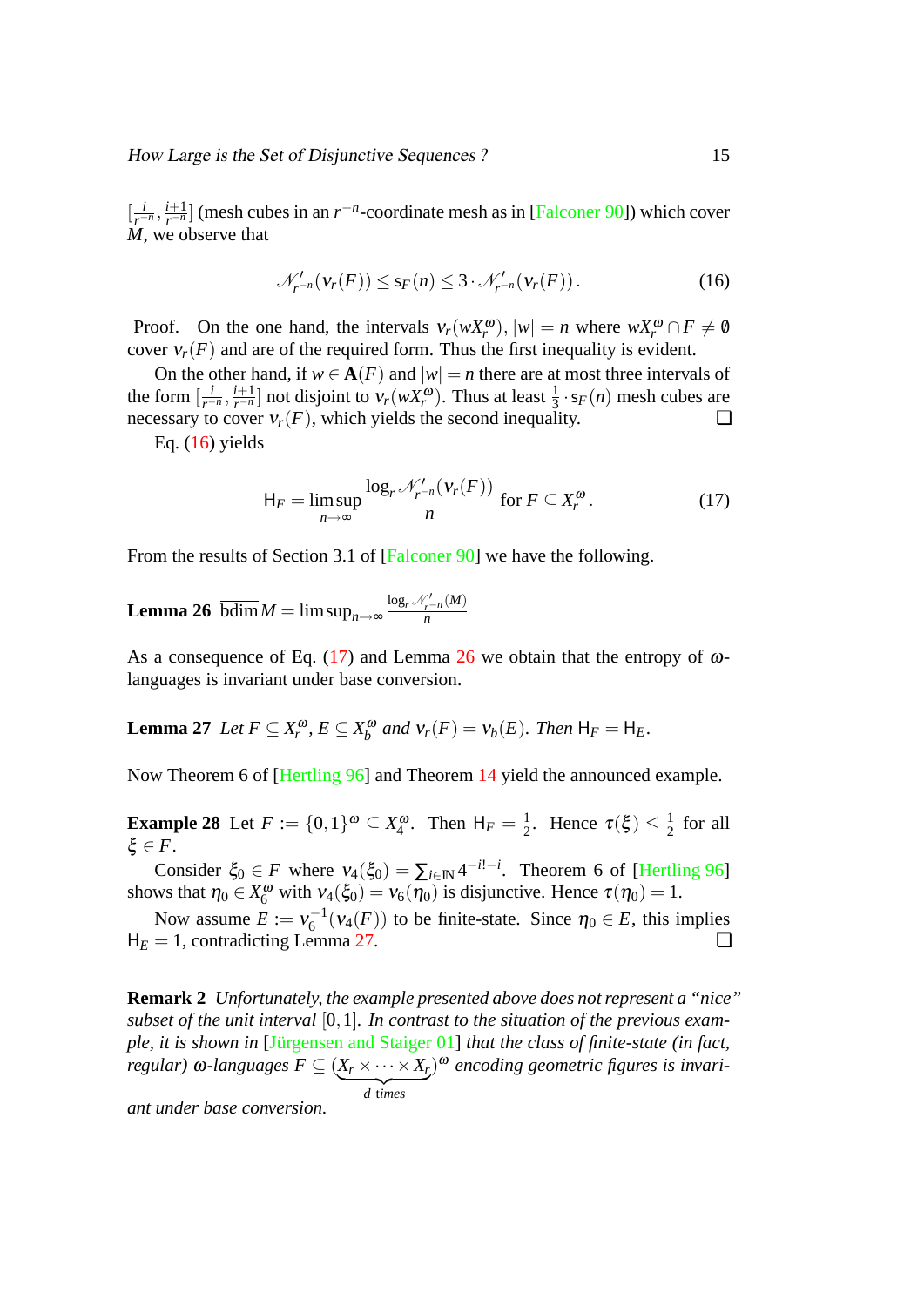$[\frac{i}{r^{-n}}, \frac{i+1}{r^{-n}}]$ (mesh cubes in an $r^{-n}$-coordinate mesh as in [Falconer 90]) which cover $M$, we observe that

$$\mathcal{N}'_{r^{-n}}(\nu_r(F)) \leq \mathsf{s}_F(n) \leq 3 \cdot \mathcal{N}'_{r^{-n}}(\nu_r(F)) \,. \tag{16}$$

Proof. On the one hand, the intervals $\nu_r(wX_r^\omega)$, $|w| = n$ where $wX_r^\omega \cap F \neq \emptyset$ cover $\nu_r(F)$ and are of the required form. Thus the first inequality is evident.

On the other hand, if $w \in \mathbf{A}(F)$ and $|w| = n$ there are at most three intervals of the form $[\frac{i}{r^{-n}}, \frac{i+1}{r^{-n}}]$ not disjoint to $\nu_r(wX_r^\omega)$. Thus at least $\frac{1}{3} \cdot \mathsf{s}_F(n)$ mesh cubes are necessary to cover $\nu_r(F)$, which yields the second inequality. ❑

Eq. (16) yields

$$\mathsf{H}_F = \limsup_{n\to\infty} \frac{\log_r \mathcal{N}'_{r^{-n}}(\nu_r(F))}{n} \text{ for } F \subseteq X_r^\omega \,. \tag{17}$$

From the results of Section 3.1 of [Falconer 90] we have the following.

**Lemma 26** $\overline{\mathrm{bdim}}\, M = \limsup_{n\to\infty} \frac{\log_r \mathcal{N}'_{r^{-n}}(M)}{n}$

As a consequence of Eq. (17) and Lemma 26 we obtain that the entropy of $\omega$-languages is invariant under base conversion.

**Lemma 27** *Let $F \subseteq X_r^\omega$, $E \subseteq X_b^\omega$ and $\nu_r(F) = \nu_b(E)$. Then $\mathsf{H}_F = \mathsf{H}_E$.*

Now Theorem 6 of [Hertling 96] and Theorem 14 yield the announced example.

**Example 28** Let $F := \{0,1\}^\omega \subseteq X_4^\omega$. Then $\mathsf{H}_F = \frac{1}{2}$. Hence $\tau(\xi) \leq \frac{1}{2}$ for all $\xi \in F$.

Consider $\xi_0 \in F$ where $\nu_4(\xi_0) = \sum_{i\in\mathbb{N}} 4^{-i!-i}$. Theorem 6 of [Hertling 96] shows that $\eta_0 \in X_6^\omega$ with $\nu_4(\xi_0) = \nu_6(\eta_0)$ is disjunctive. Hence $\tau(\eta_0) = 1$.

Now assume $E := \nu_6^{-1}(\nu_4(F))$ to be finite-state. Since $\eta_0 \in E$, this implies $\mathsf{H}_E = 1$, contradicting Lemma 27. ❑

**Remark 2** *Unfortunately, the example presented above does not represent a "nice" subset of the unit interval $[0,1]$. In contrast to the situation of the previous example, it is shown in [Jürgensen and Staiger 01] that the class of finite-state (in fact, regular) $\omega$-languages $F \subseteq (\underbrace{X_r \times \cdots \times X_r}_{d \text{ times}})^\omega$ encoding geometric figures is invariant under base conversion.*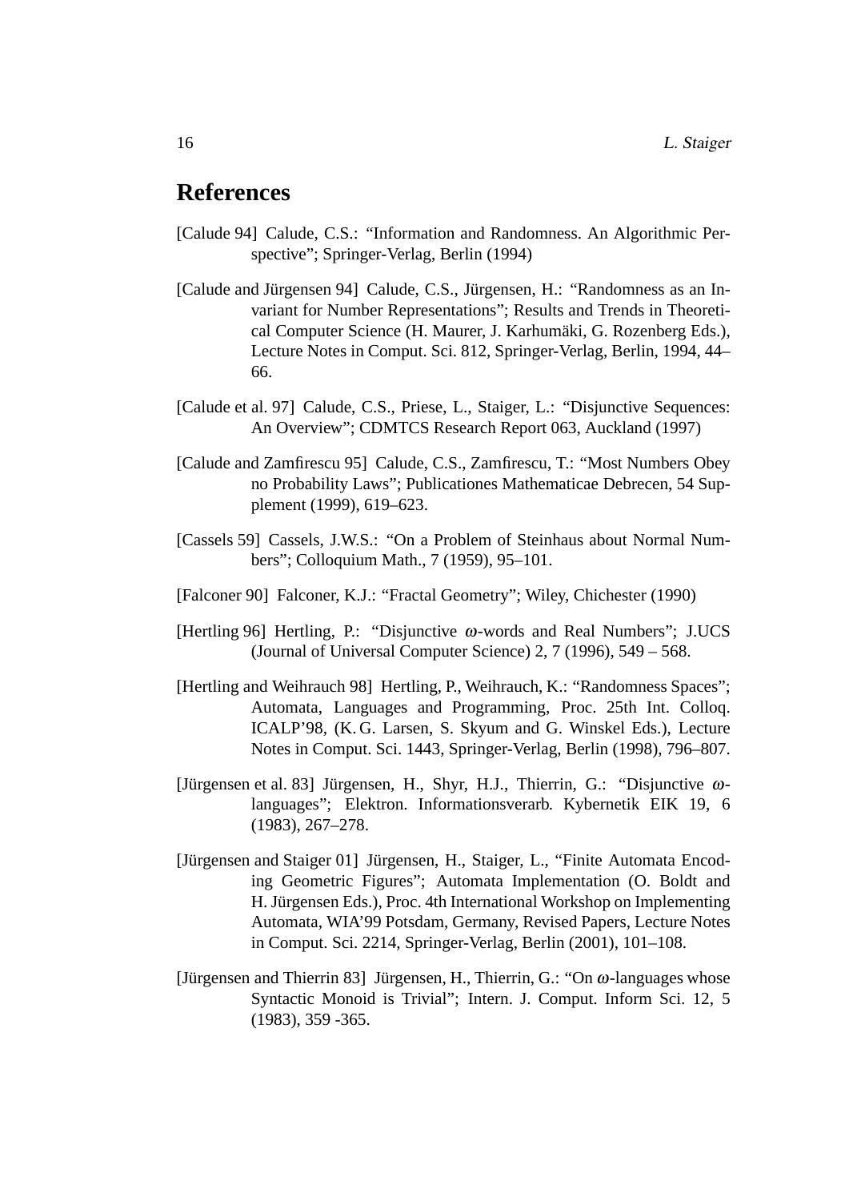## References

[Calude 94] Calude, C.S.: "Information and Randomness. An Algorithmic Perspective"; Springer-Verlag, Berlin (1994)

[Calude and Jürgensen 94] Calude, C.S., Jürgensen, H.: "Randomness as an Invariant for Number Representations"; Results and Trends in Theoretical Computer Science (H. Maurer, J. Karhumäki, G. Rozenberg Eds.), Lecture Notes in Comput. Sci. 812, Springer-Verlag, Berlin, 1994, 44–66.

[Calude et al. 97] Calude, C.S., Priese, L., Staiger, L.: "Disjunctive Sequences: An Overview"; CDMTCS Research Report 063, Auckland (1997)

[Calude and Zamfirescu 95] Calude, C.S., Zamfirescu, T.: "Most Numbers Obey no Probability Laws"; Publicationes Mathematicae Debrecen, 54 Supplement (1999), 619–623.

[Cassels 59] Cassels, J.W.S.: "On a Problem of Steinhaus about Normal Numbers"; Colloquium Math., 7 (1959), 95–101.

[Falconer 90] Falconer, K.J.: "Fractal Geometry"; Wiley, Chichester (1990)

[Hertling 96] Hertling, P.: "Disjunctive $\omega$-words and Real Numbers"; J.UCS (Journal of Universal Computer Science) 2, 7 (1996), 549 – 568.

[Hertling and Weihrauch 98] Hertling, P., Weihrauch, K.: "Randomness Spaces"; Automata, Languages and Programming, Proc. 25th Int. Colloq. ICALP'98, (K. G. Larsen, S. Skyum and G. Winskel Eds.), Lecture Notes in Comput. Sci. 1443, Springer-Verlag, Berlin (1998), 796–807.

[Jürgensen et al. 83] Jürgensen, H., Shyr, H.J., Thierrin, G.: "Disjunctive $\omega$-languages"; Elektron. Informationsverarb. Kybernetik EIK 19, 6 (1983), 267–278.

[Jürgensen and Staiger 01] Jürgensen, H., Staiger, L., "Finite Automata Encoding Geometric Figures"; Automata Implementation (O. Boldt and H. Jürgensen Eds.), Proc. 4th International Workshop on Implementing Automata, WIA'99 Potsdam, Germany, Revised Papers, Lecture Notes in Comput. Sci. 2214, Springer-Verlag, Berlin (2001), 101–108.

[Jürgensen and Thierrin 83] Jürgensen, H., Thierrin, G.: "On $\omega$-languages whose Syntactic Monoid is Trivial"; Intern. J. Comput. Inform Sci. 12, 5 (1983), 359 -365.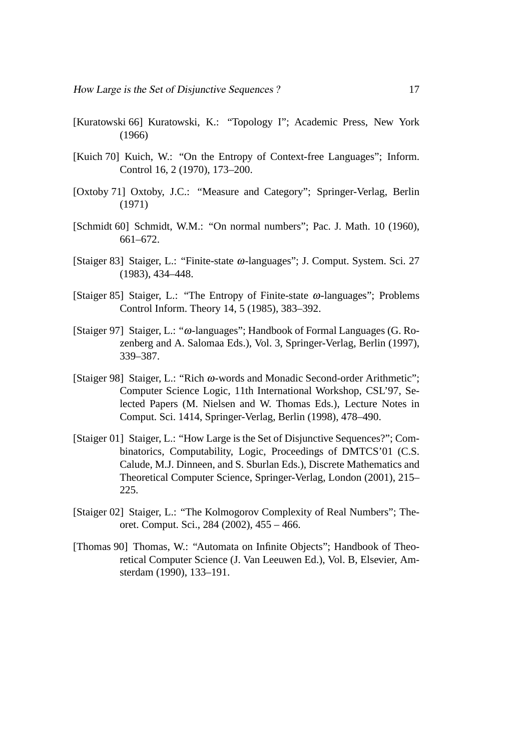[Kuratowski 66] Kuratowski, K.: "Topology I"; Academic Press, New York (1966)

[Kuich 70] Kuich, W.: "On the Entropy of Context-free Languages"; Inform. Control 16, 2 (1970), 173–200.

[Oxtoby 71] Oxtoby, J.C.: "Measure and Category"; Springer-Verlag, Berlin (1971)

[Schmidt 60] Schmidt, W.M.: "On normal numbers"; Pac. J. Math. 10 (1960), 661–672.

[Staiger 83] Staiger, L.: "Finite-state $\omega$-languages"; J. Comput. System. Sci. 27 (1983), 434–448.

[Staiger 85] Staiger, L.: "The Entropy of Finite-state $\omega$-languages"; Problems Control Inform. Theory 14, 5 (1985), 383–392.

[Staiger 97] Staiger, L.: "$\omega$-languages"; Handbook of Formal Languages (G. Rozenberg and A. Salomaa Eds.), Vol. 3, Springer-Verlag, Berlin (1997), 339–387.

[Staiger 98] Staiger, L.: "Rich $\omega$-words and Monadic Second-order Arithmetic"; Computer Science Logic, 11th International Workshop, CSL'97, Selected Papers (M. Nielsen and W. Thomas Eds.), Lecture Notes in Comput. Sci. 1414, Springer-Verlag, Berlin (1998), 478–490.

[Staiger 01] Staiger, L.: "How Large is the Set of Disjunctive Sequences?"; Combinatorics, Computability, Logic, Proceedings of DMTCS'01 (C.S. Calude, M.J. Dinneen, and S. Sburlan Eds.), Discrete Mathematics and Theoretical Computer Science, Springer-Verlag, London (2001), 215–225.

[Staiger 02] Staiger, L.: "The Kolmogorov Complexity of Real Numbers"; Theoret. Comput. Sci., 284 (2002), 455 – 466.

[Thomas 90] Thomas, W.: "Automata on Infinite Objects"; Handbook of Theoretical Computer Science (J. Van Leeuwen Ed.), Vol. B, Elsevier, Amsterdam (1990), 133–191.